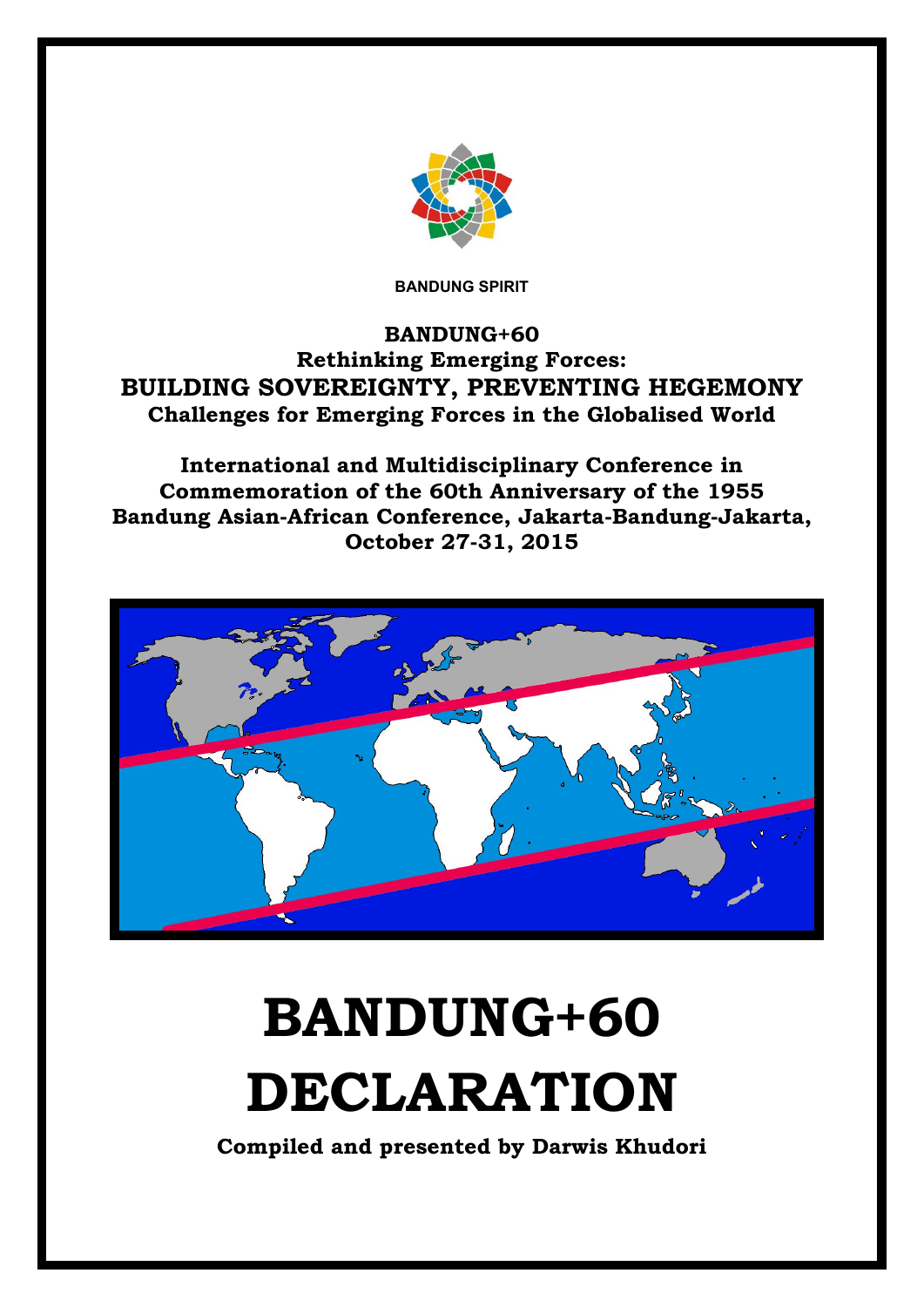BANDUNG SPIRIT

**BANDUNG+60**

**Rethinking Emerging Forces:**

## BUILDING SOVEREIGNTY, PREVENTING HEGEMONY

**Challenges for Emerging Forces in the Globalised World**

**International and Multidisciplinary Conference in Commemoration of the 60th Anniversary of the 1955 Bandung Asian-African Conference, Jakarta-Bandung-Jakarta, October 27-31, 2015**

# BANDUNG+60 DECLARATION

**Compiled and presented by Darwis Khudori**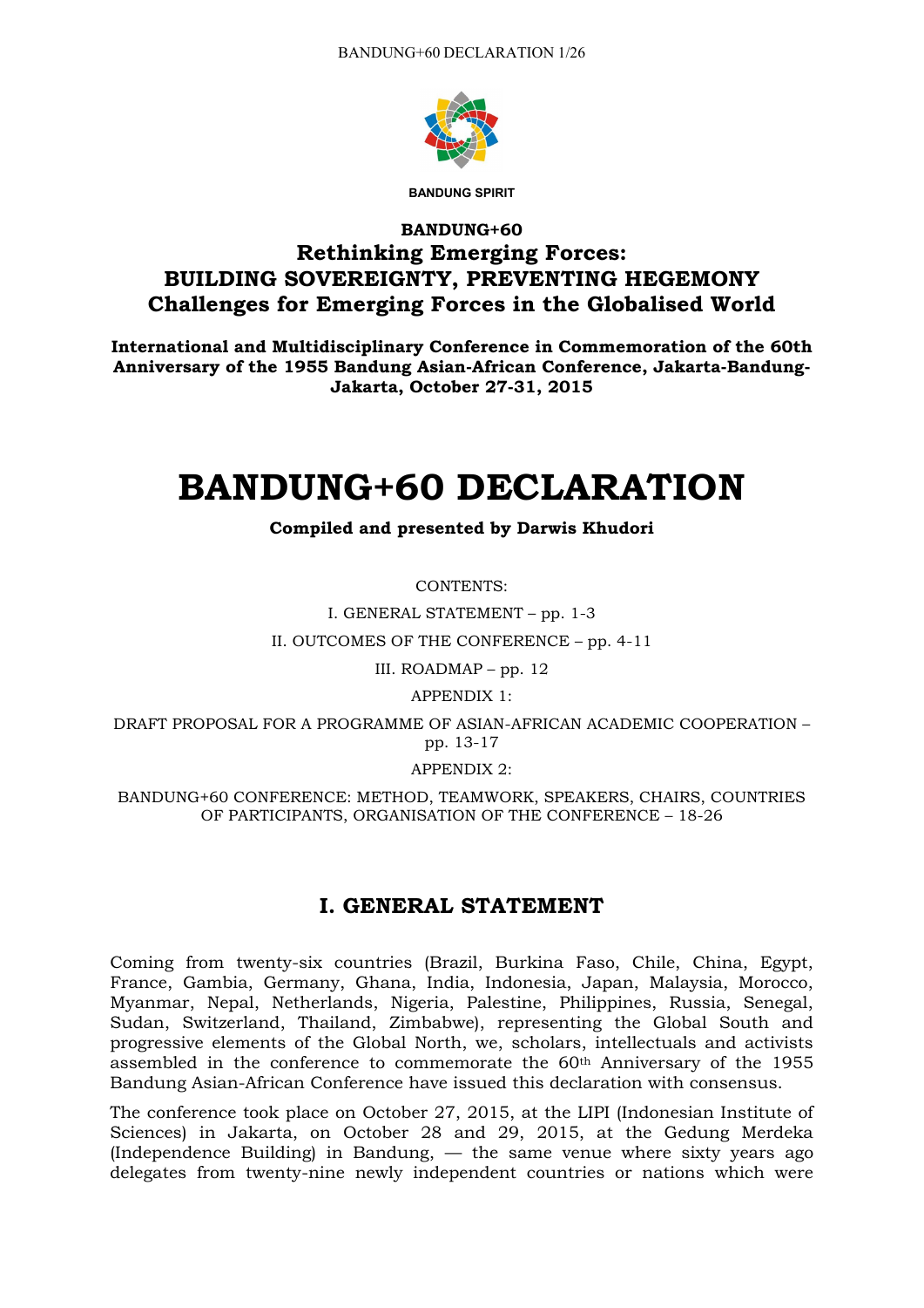BANDUNG SPIRIT

**BANDUNG+60**

## Rethinking Emerging Forces: BUILDING SOVEREIGNTY, PREVENTING HEGEMONY Challenges for Emerging Forces in the Globalised World

**International and Multidisciplinary Conference in Commemoration of the 60th Anniversary of the 1955 Bandung Asian-African Conference, Jakarta-Bandung-Jakarta, October 27-31, 2015**

# BANDUNG+60 DECLARATION

**Compiled and presented by Darwis Khudori**

CONTENTS:

I. GENERAL STATEMENT – pp. 1-3

II. OUTCOMES OF THE CONFERENCE – pp. 4-11

III. ROADMAP – pp. 12

APPENDIX 1:

DRAFT PROPOSAL FOR A PROGRAMME OF ASIAN-AFRICAN ACADEMIC COOPERATION – pp. 13-17

APPENDIX 2:

BANDUNG+60 CONFERENCE: METHOD, TEAMWORK, SPEAKERS, CHAIRS, COUNTRIES OF PARTICIPANTS, ORGANISATION OF THE CONFERENCE – 18-26

## I. GENERAL STATEMENT

Coming from twenty-six countries (Brazil, Burkina Faso, Chile, China, Egypt, France, Gambia, Germany, Ghana, India, Indonesia, Japan, Malaysia, Morocco, Myanmar, Nepal, Netherlands, Nigeria, Palestine, Philippines, Russia, Senegal, Sudan, Switzerland, Thailand, Zimbabwe), representing the Global South and progressive elements of the Global North, we, scholars, intellectuals and activists assembled in the conference to commemorate the 60th Anniversary of the 1955 Bandung Asian-African Conference have issued this declaration with consensus.

The conference took place on October 27, 2015, at the LIPI (Indonesian Institute of Sciences) in Jakarta, on October 28 and 29, 2015, at the Gedung Merdeka (Independence Building) in Bandung, — the same venue where sixty years ago delegates from twenty-nine newly independent countries or nations which were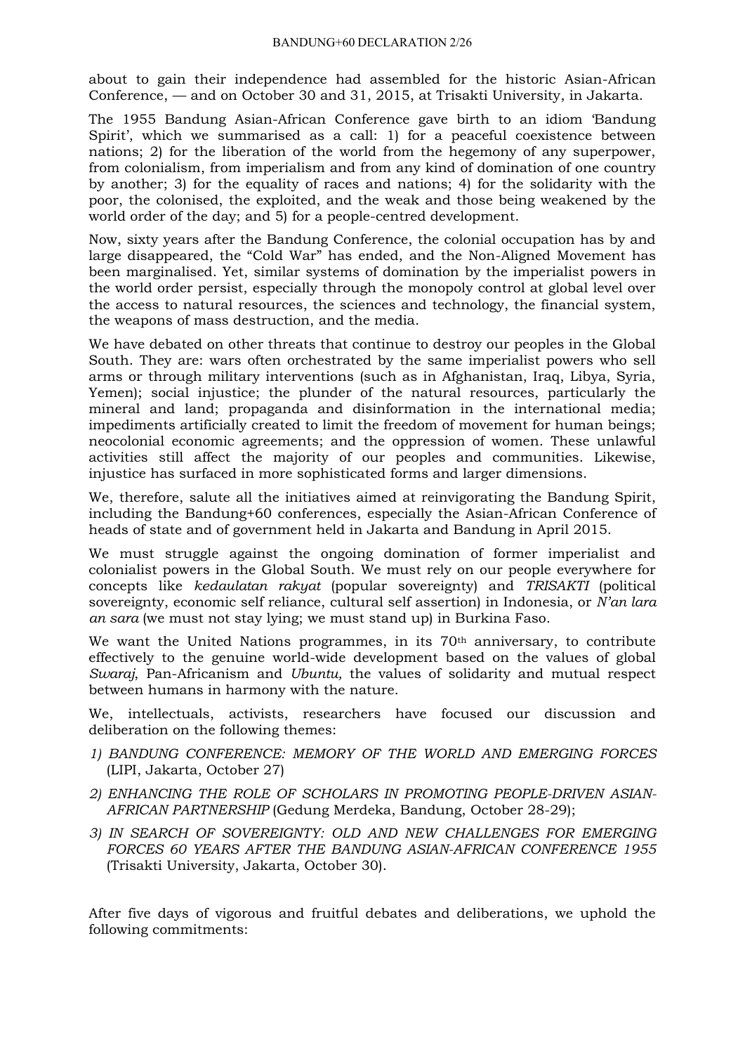about to gain their independence had assembled for the historic Asian-African Conference, — and on October 30 and 31, 2015, at Trisakti University, in Jakarta.

The 1955 Bandung Asian-African Conference gave birth to an idiom 'Bandung Spirit', which we summarised as a call: 1) for a peaceful coexistence between nations; 2) for the liberation of the world from the hegemony of any superpower, from colonialism, from imperialism and from any kind of domination of one country by another; 3) for the equality of races and nations; 4) for the solidarity with the poor, the colonised, the exploited, and the weak and those being weakened by the world order of the day; and 5) for a people-centred development.

Now, sixty years after the Bandung Conference, the colonial occupation has by and large disappeared, the "Cold War" has ended, and the Non-Aligned Movement has been marginalised. Yet, similar systems of domination by the imperialist powers in the world order persist, especially through the monopoly control at global level over the access to natural resources, the sciences and technology, the financial system, the weapons of mass destruction, and the media.

We have debated on other threats that continue to destroy our peoples in the Global South. They are: wars often orchestrated by the same imperialist powers who sell arms or through military interventions (such as in Afghanistan, Iraq, Libya, Syria, Yemen); social injustice; the plunder of the natural resources, particularly the mineral and land; propaganda and disinformation in the international media; impediments artificially created to limit the freedom of movement for human beings; neocolonial economic agreements; and the oppression of women. These unlawful activities still affect the majority of our peoples and communities. Likewise, injustice has surfaced in more sophisticated forms and larger dimensions.

We, therefore, salute all the initiatives aimed at reinvigorating the Bandung Spirit, including the Bandung+60 conferences, especially the Asian-African Conference of heads of state and of government held in Jakarta and Bandung in April 2015.

We must struggle against the ongoing domination of former imperialist and colonialist powers in the Global South. We must rely on our people everywhere for concepts like *kedaulatan rakyat* (popular sovereignty) and *TRISAKTI* (political sovereignty, economic self reliance, cultural self assertion) in Indonesia, or *N'an lara an sara* (we must not stay lying; we must stand up) in Burkina Faso.

We want the United Nations programmes, in its 70th anniversary, to contribute effectively to the genuine world-wide development based on the values of global *Swaraj*, Pan-Africanism and *Ubuntu,* the values of solidarity and mutual respect between humans in harmony with the nature.

We, intellectuals, activists, researchers have focused our discussion and deliberation on the following themes:

1) *BANDUNG CONFERENCE: MEMORY OF THE WORLD AND EMERGING FORCES* (LIPI, Jakarta, October 27)
2) *ENHANCING THE ROLE OF SCHOLARS IN PROMOTING PEOPLE-DRIVEN ASIAN-AFRICAN PARTNERSHIP* (Gedung Merdeka, Bandung, October 28-29);
3) *IN SEARCH OF SOVEREIGNTY: OLD AND NEW CHALLENGES FOR EMERGING FORCES 60 YEARS AFTER THE BANDUNG ASIAN-AFRICAN CONFERENCE 1955* (Trisakti University, Jakarta, October 30).

After five days of vigorous and fruitful debates and deliberations, we uphold the following commitments: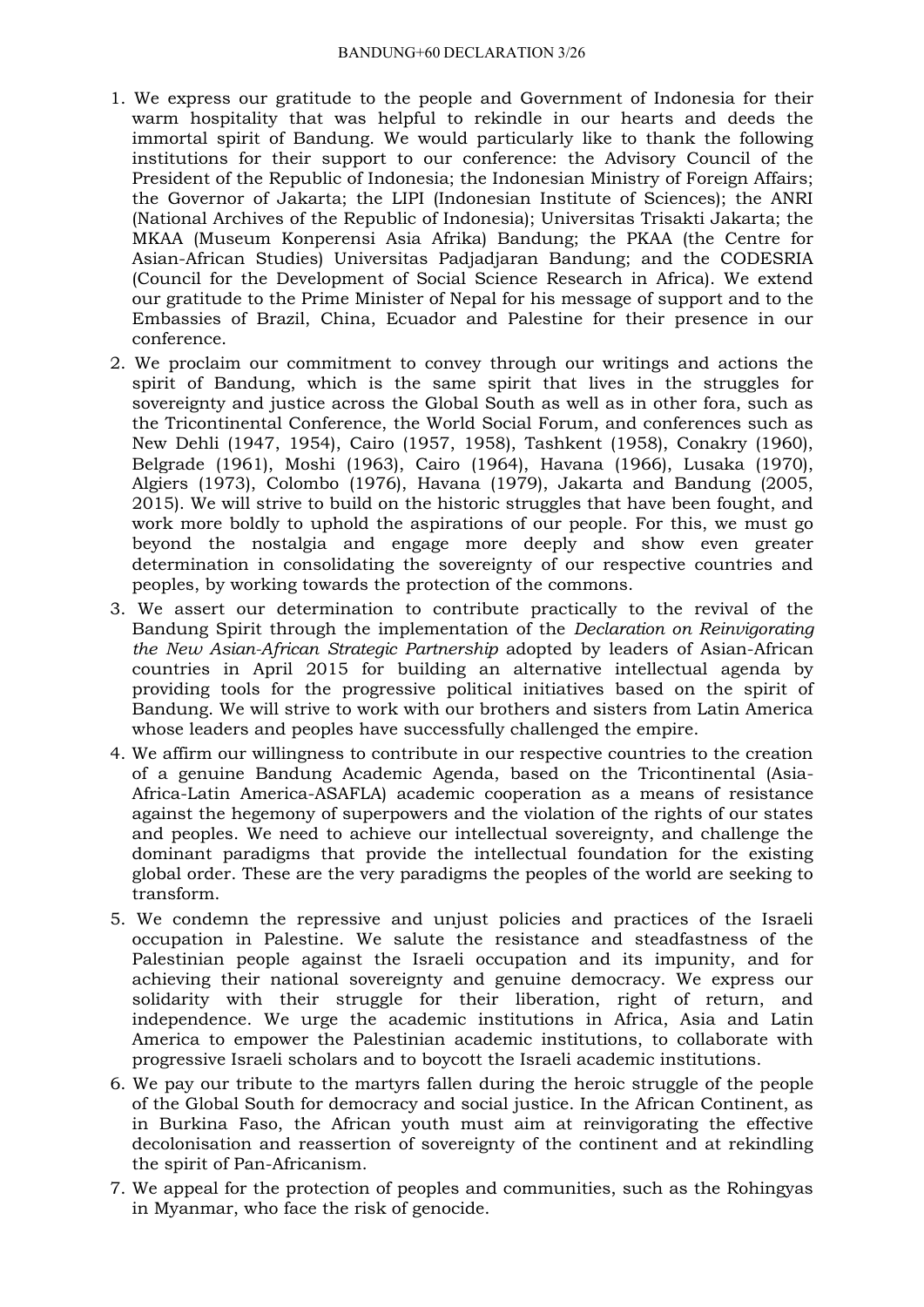1. We express our gratitude to the people and Government of Indonesia for their warm hospitality that was helpful to rekindle in our hearts and deeds the immortal spirit of Bandung. We would particularly like to thank the following institutions for their support to our conference: the Advisory Council of the President of the Republic of Indonesia; the Indonesian Ministry of Foreign Affairs; the Governor of Jakarta; the LIPI (Indonesian Institute of Sciences); the ANRI (National Archives of the Republic of Indonesia); Universitas Trisakti Jakarta; the MKAA (Museum Konperensi Asia Afrika) Bandung; the PKAA (the Centre for Asian-African Studies) Universitas Padjadjaran Bandung; and the CODESRIA (Council for the Development of Social Science Research in Africa). We extend our gratitude to the Prime Minister of Nepal for his message of support and to the Embassies of Brazil, China, Ecuador and Palestine for their presence in our conference.
2. We proclaim our commitment to convey through our writings and actions the spirit of Bandung, which is the same spirit that lives in the struggles for sovereignty and justice across the Global South as well as in other fora, such as the Tricontinental Conference, the World Social Forum, and conferences such as New Dehli (1947, 1954), Cairo (1957, 1958), Tashkent (1958), Conakry (1960), Belgrade (1961), Moshi (1963), Cairo (1964), Havana (1966), Lusaka (1970), Algiers (1973), Colombo (1976), Havana (1979), Jakarta and Bandung (2005, 2015). We will strive to build on the historic struggles that have been fought, and work more boldly to uphold the aspirations of our people. For this, we must go beyond the nostalgia and engage more deeply and show even greater determination in consolidating the sovereignty of our respective countries and peoples, by working towards the protection of the commons.
3. We assert our determination to contribute practically to the revival of the Bandung Spirit through the implementation of the *Declaration on Reinvigorating the New Asian-African Strategic Partnership* adopted by leaders of Asian-African countries in April 2015 for building an alternative intellectual agenda by providing tools for the progressive political initiatives based on the spirit of Bandung. We will strive to work with our brothers and sisters from Latin America whose leaders and peoples have successfully challenged the empire.
4. We affirm our willingness to contribute in our respective countries to the creation of a genuine Bandung Academic Agenda, based on the Tricontinental (Asia-Africa-Latin America-ASAFLA) academic cooperation as a means of resistance against the hegemony of superpowers and the violation of the rights of our states and peoples. We need to achieve our intellectual sovereignty, and challenge the dominant paradigms that provide the intellectual foundation for the existing global order. These are the very paradigms the peoples of the world are seeking to transform.
5. We condemn the repressive and unjust policies and practices of the Israeli occupation in Palestine. We salute the resistance and steadfastness of the Palestinian people against the Israeli occupation and its impunity, and for achieving their national sovereignty and genuine democracy. We express our solidarity with their struggle for their liberation, right of return, and independence. We urge the academic institutions in Africa, Asia and Latin America to empower the Palestinian academic institutions, to collaborate with progressive Israeli scholars and to boycott the Israeli academic institutions.
6. We pay our tribute to the martyrs fallen during the heroic struggle of the people of the Global South for democracy and social justice. In the African Continent, as in Burkina Faso, the African youth must aim at reinvigorating the effective decolonisation and reassertion of sovereignty of the continent and at rekindling the spirit of Pan-Africanism.
7. We appeal for the protection of peoples and communities, such as the Rohingyas in Myanmar, who face the risk of genocide.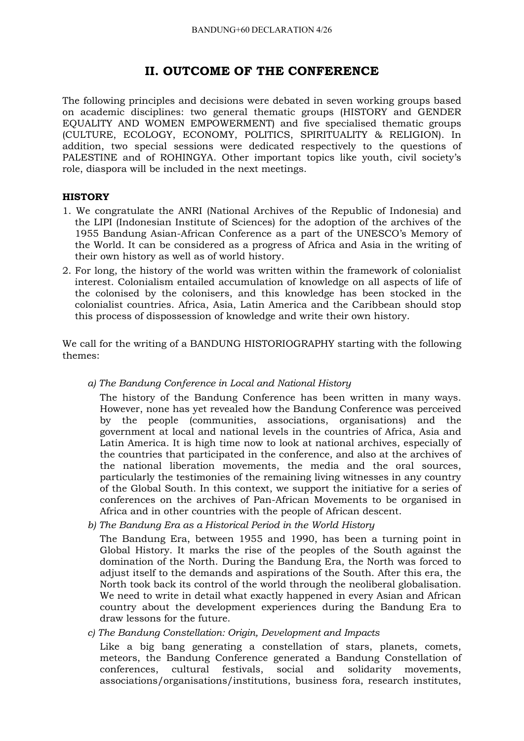## II. OUTCOME OF THE CONFERENCE

The following principles and decisions were debated in seven working groups based on academic disciplines: two general thematic groups (HISTORY and GENDER EQUALITY AND WOMEN EMPOWERMENT) and five specialised thematic groups (CULTURE, ECOLOGY, ECONOMY, POLITICS, SPIRITUALITY & RELIGION). In addition, two special sessions were dedicated respectively to the questions of PALESTINE and of ROHINGYA. Other important topics like youth, civil society's role, diaspora will be included in the next meetings.

### HISTORY

1. We congratulate the ANRI (National Archives of the Republic of Indonesia) and the LIPI (Indonesian Institute of Sciences) for the adoption of the archives of the 1955 Bandung Asian-African Conference as a part of the UNESCO's Memory of the World. It can be considered as a progress of Africa and Asia in the writing of their own history as well as of world history.
2. For long, the history of the world was written within the framework of colonialist interest. Colonialism entailed accumulation of knowledge on all aspects of life of the colonised by the colonisers, and this knowledge has been stocked in the colonialist countries. Africa, Asia, Latin America and the Caribbean should stop this process of dispossession of knowledge and write their own history.

We call for the writing of a BANDUNG HISTORIOGRAPHY starting with the following themes:

*a) The Bandung Conference in Local and National History*

The history of the Bandung Conference has been written in many ways. However, none has yet revealed how the Bandung Conference was perceived by the people (communities, associations, organisations) and the government at local and national levels in the countries of Africa, Asia and Latin America. It is high time now to look at national archives, especially of the countries that participated in the conference, and also at the archives of the national liberation movements, the media and the oral sources, particularly the testimonies of the remaining living witnesses in any country of the Global South. In this context, we support the initiative for a series of conferences on the archives of Pan-African Movements to be organised in Africa and in other countries with the people of African descent.

*b) The Bandung Era as a Historical Period in the World History*

The Bandung Era, between 1955 and 1990, has been a turning point in Global History. It marks the rise of the peoples of the South against the domination of the North. During the Bandung Era, the North was forced to adjust itself to the demands and aspirations of the South. After this era, the North took back its control of the world through the neoliberal globalisation. We need to write in detail what exactly happened in every Asian and African country about the development experiences during the Bandung Era to draw lessons for the future.

*c) The Bandung Constellation: Origin, Development and Impacts*

Like a big bang generating a constellation of stars, planets, comets, meteors, the Bandung Conference generated a Bandung Constellation of conferences, cultural festivals, social and solidarity movements, associations/organisations/institutions, business fora, research institutes,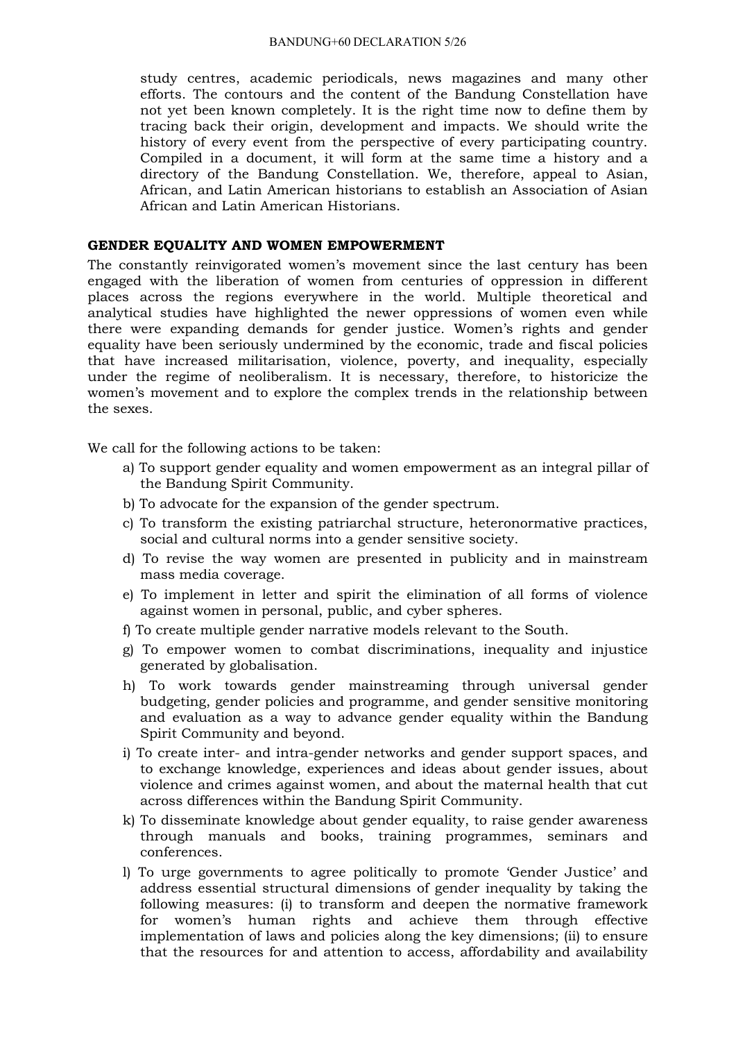study centres, academic periodicals, news magazines and many other efforts. The contours and the content of the Bandung Constellation have not yet been known completely. It is the right time now to define them by tracing back their origin, development and impacts. We should write the history of every event from the perspective of every participating country. Compiled in a document, it will form at the same time a history and a directory of the Bandung Constellation. We, therefore, appeal to Asian, African, and Latin American historians to establish an Association of Asian African and Latin American Historians.

**GENDER EQUALITY AND WOMEN EMPOWERMENT**

The constantly reinvigorated women's movement since the last century has been engaged with the liberation of women from centuries of oppression in different places across the regions everywhere in the world. Multiple theoretical and analytical studies have highlighted the newer oppressions of women even while there were expanding demands for gender justice. Women's rights and gender equality have been seriously undermined by the economic, trade and fiscal policies that have increased militarisation, violence, poverty, and inequality, especially under the regime of neoliberalism. It is necessary, therefore, to historicize the women's movement and to explore the complex trends in the relationship between the sexes.

We call for the following actions to be taken:

a) To support gender equality and women empowerment as an integral pillar of the Bandung Spirit Community.

b) To advocate for the expansion of the gender spectrum.

c) To transform the existing patriarchal structure, heteronormative practices, social and cultural norms into a gender sensitive society.

d) To revise the way women are presented in publicity and in mainstream mass media coverage.

e) To implement in letter and spirit the elimination of all forms of violence against women in personal, public, and cyber spheres.

f) To create multiple gender narrative models relevant to the South.

g) To empower women to combat discriminations, inequality and injustice generated by globalisation.

h) To work towards gender mainstreaming through universal gender budgeting, gender policies and programme, and gender sensitive monitoring and evaluation as a way to advance gender equality within the Bandung Spirit Community and beyond.

i) To create inter- and intra-gender networks and gender support spaces, and to exchange knowledge, experiences and ideas about gender issues, about violence and crimes against women, and about the maternal health that cut across differences within the Bandung Spirit Community.

k) To disseminate knowledge about gender equality, to raise gender awareness through manuals and books, training programmes, seminars and conferences.

l) To urge governments to agree politically to promote 'Gender Justice' and address essential structural dimensions of gender inequality by taking the following measures: (i) to transform and deepen the normative framework for women's human rights and achieve them through effective implementation of laws and policies along the key dimensions; (ii) to ensure that the resources for and attention to access, affordability and availability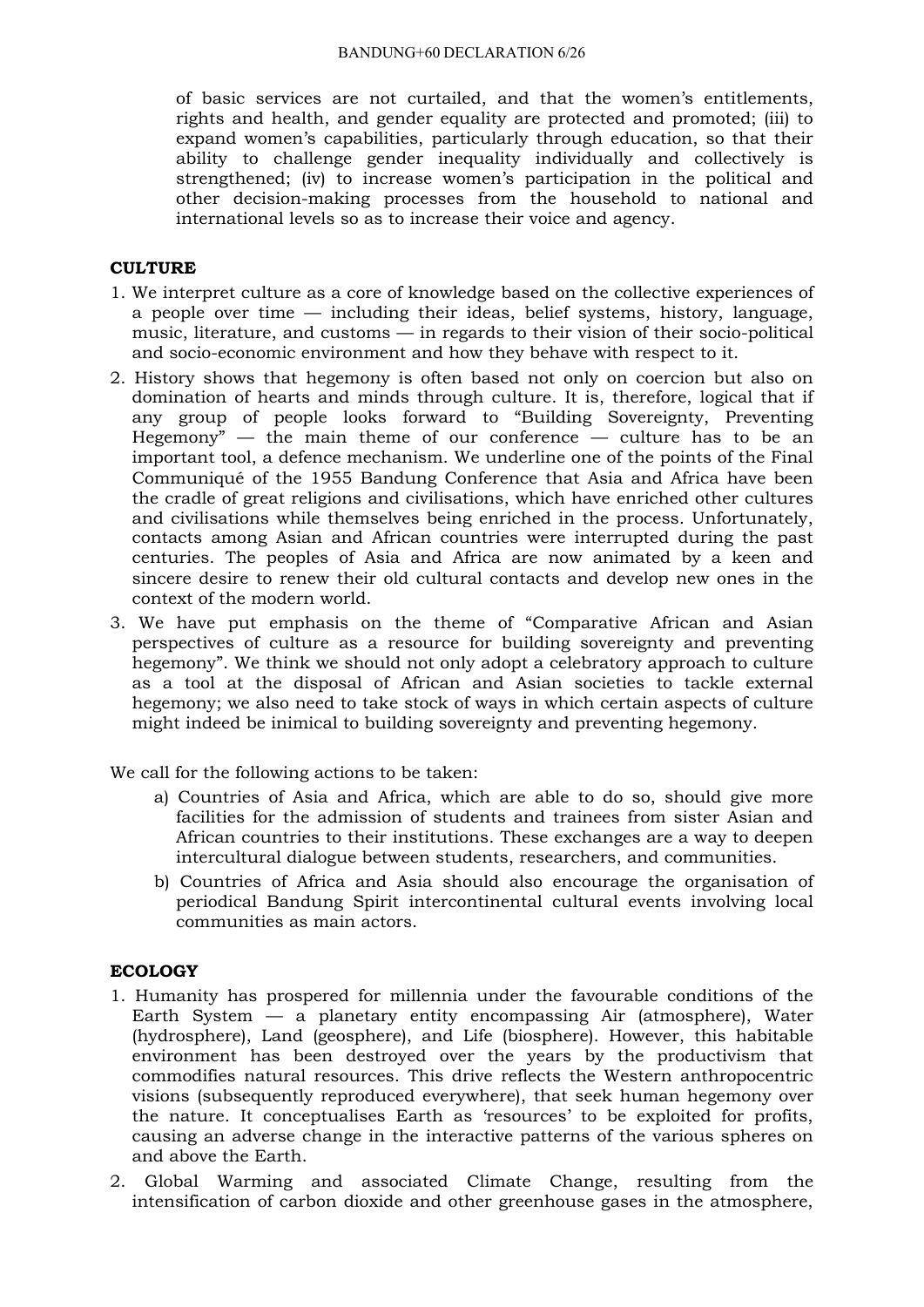of basic services are not curtailed, and that the women's entitlements, rights and health, and gender equality are protected and promoted; (iii) to expand women's capabilities, particularly through education, so that their ability to challenge gender inequality individually and collectively is strengthened; (iv) to increase women's participation in the political and other decision-making processes from the household to national and international levels so as to increase their voice and agency.

## CULTURE

1. We interpret culture as a core of knowledge based on the collective experiences of a people over time — including their ideas, belief systems, history, language, music, literature, and customs — in regards to their vision of their socio-political and socio-economic environment and how they behave with respect to it.
2. History shows that hegemony is often based not only on coercion but also on domination of hearts and minds through culture. It is, therefore, logical that if any group of people looks forward to "Building Sovereignty, Preventing Hegemony" — the main theme of our conference — culture has to be an important tool, a defence mechanism. We underline one of the points of the Final Communiqué of the 1955 Bandung Conference that Asia and Africa have been the cradle of great religions and civilisations, which have enriched other cultures and civilisations while themselves being enriched in the process. Unfortunately, contacts among Asian and African countries were interrupted during the past centuries. The peoples of Asia and Africa are now animated by a keen and sincere desire to renew their old cultural contacts and develop new ones in the context of the modern world.
3. We have put emphasis on the theme of "Comparative African and Asian perspectives of culture as a resource for building sovereignty and preventing hegemony". We think we should not only adopt a celebratory approach to culture as a tool at the disposal of African and Asian societies to tackle external hegemony; we also need to take stock of ways in which certain aspects of culture might indeed be inimical to building sovereignty and preventing hegemony.

We call for the following actions to be taken:

a) Countries of Asia and Africa, which are able to do so, should give more facilities for the admission of students and trainees from sister Asian and African countries to their institutions. These exchanges are a way to deepen intercultural dialogue between students, researchers, and communities.

b) Countries of Africa and Asia should also encourage the organisation of periodical Bandung Spirit intercontinental cultural events involving local communities as main actors.

## ECOLOGY

1. Humanity has prospered for millennia under the favourable conditions of the Earth System — a planetary entity encompassing Air (atmosphere), Water (hydrosphere), Land (geosphere), and Life (biosphere). However, this habitable environment has been destroyed over the years by the productivism that commodifies natural resources. This drive reflects the Western anthropocentric visions (subsequently reproduced everywhere), that seek human hegemony over the nature. It conceptualises Earth as 'resources' to be exploited for profits, causing an adverse change in the interactive patterns of the various spheres on and above the Earth.
2. Global Warming and associated Climate Change, resulting from the intensification of carbon dioxide and other greenhouse gases in the atmosphere,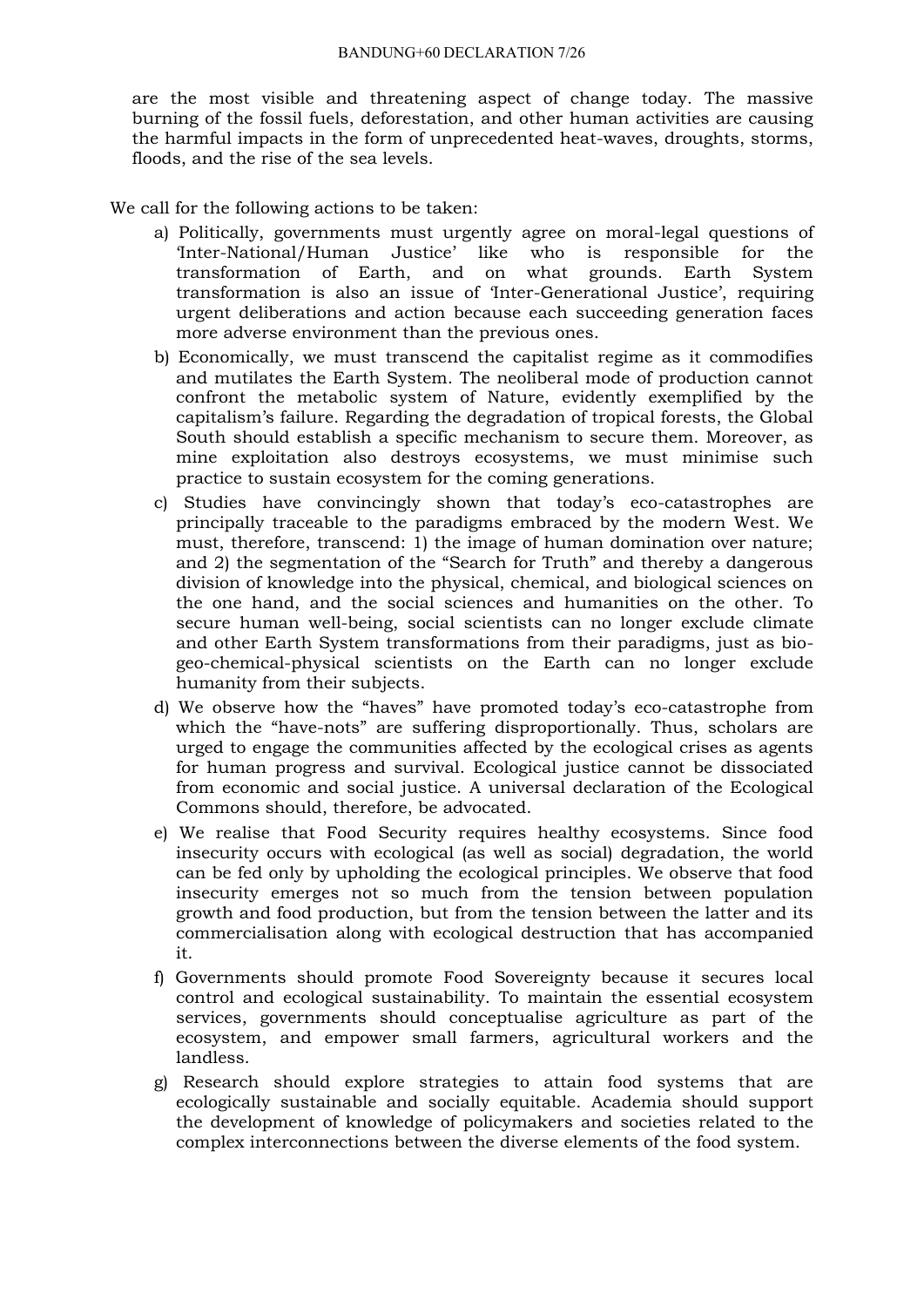are the most visible and threatening aspect of change today. The massive burning of the fossil fuels, deforestation, and other human activities are causing the harmful impacts in the form of unprecedented heat-waves, droughts, storms, floods, and the rise of the sea levels.

We call for the following actions to be taken:

a) Politically, governments must urgently agree on moral-legal questions of 'Inter-National/Human Justice' like who is responsible for the transformation of Earth, and on what grounds. Earth System transformation is also an issue of 'Inter-Generational Justice', requiring urgent deliberations and action because each succeeding generation faces more adverse environment than the previous ones.

b) Economically, we must transcend the capitalist regime as it commodifies and mutilates the Earth System. The neoliberal mode of production cannot confront the metabolic system of Nature, evidently exemplified by the capitalism's failure. Regarding the degradation of tropical forests, the Global South should establish a specific mechanism to secure them. Moreover, as mine exploitation also destroys ecosystems, we must minimise such practice to sustain ecosystem for the coming generations.

c) Studies have convincingly shown that today's eco-catastrophes are principally traceable to the paradigms embraced by the modern West. We must, therefore, transcend: 1) the image of human domination over nature; and 2) the segmentation of the "Search for Truth" and thereby a dangerous division of knowledge into the physical, chemical, and biological sciences on the one hand, and the social sciences and humanities on the other. To secure human well-being, social scientists can no longer exclude climate and other Earth System transformations from their paradigms, just as bio-geo-chemical-physical scientists on the Earth can no longer exclude humanity from their subjects.

d) We observe how the "haves" have promoted today's eco-catastrophe from which the "have-nots" are suffering disproportionally. Thus, scholars are urged to engage the communities affected by the ecological crises as agents for human progress and survival. Ecological justice cannot be dissociated from economic and social justice. A universal declaration of the Ecological Commons should, therefore, be advocated.

e) We realise that Food Security requires healthy ecosystems. Since food insecurity occurs with ecological (as well as social) degradation, the world can be fed only by upholding the ecological principles. We observe that food insecurity emerges not so much from the tension between population growth and food production, but from the tension between the latter and its commercialisation along with ecological destruction that has accompanied it.

f) Governments should promote Food Sovereignty because it secures local control and ecological sustainability. To maintain the essential ecosystem services, governments should conceptualise agriculture as part of the ecosystem, and empower small farmers, agricultural workers and the landless.

g) Research should explore strategies to attain food systems that are ecologically sustainable and socially equitable. Academia should support the development of knowledge of policymakers and societies related to the complex interconnections between the diverse elements of the food system.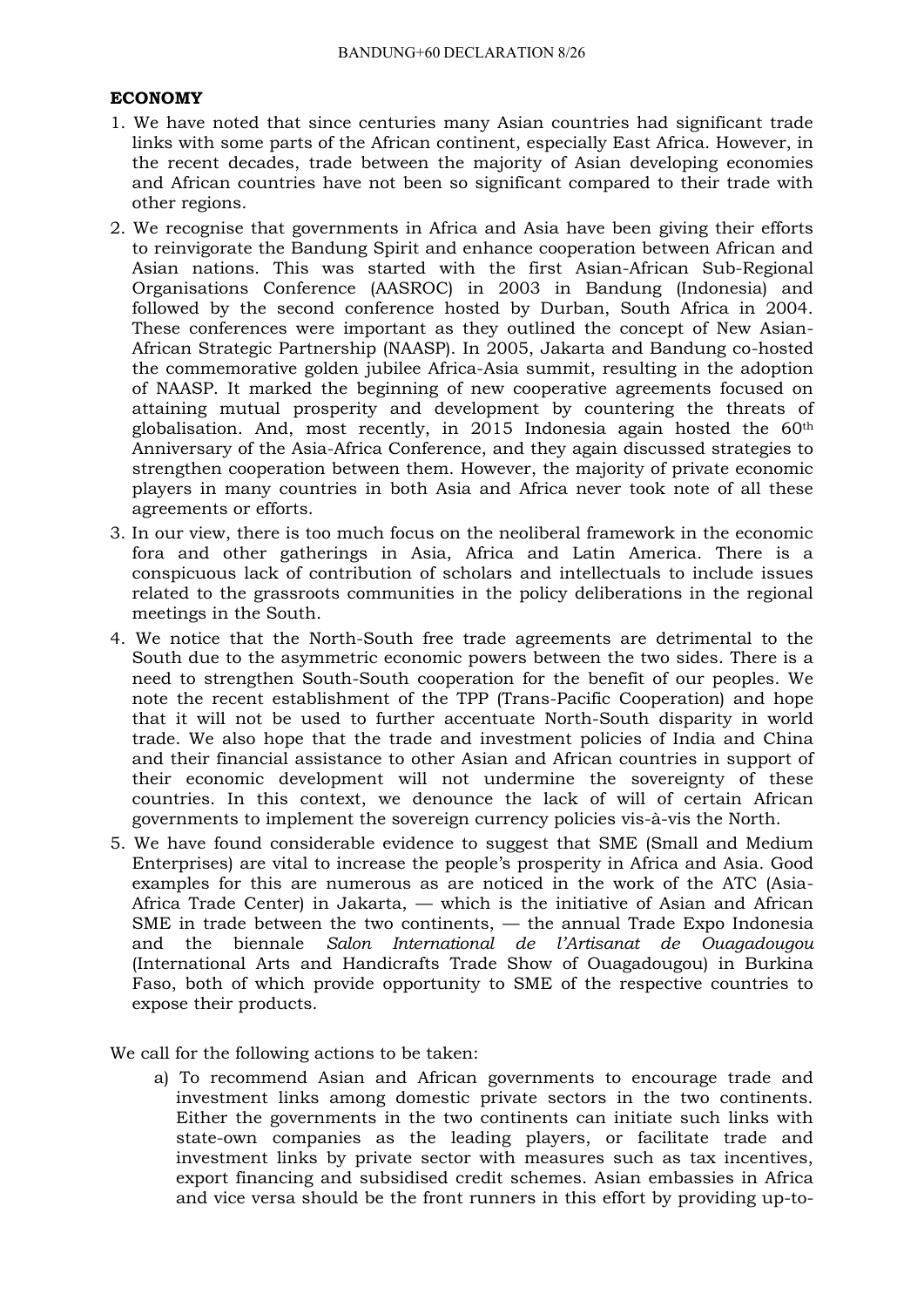**ECONOMY**

1. We have noted that since centuries many Asian countries had significant trade links with some parts of the African continent, especially East Africa. However, in the recent decades, trade between the majority of Asian developing economies and African countries have not been so significant compared to their trade with other regions.
2. We recognise that governments in Africa and Asia have been giving their efforts to reinvigorate the Bandung Spirit and enhance cooperation between African and Asian nations. This was started with the first Asian-African Sub-Regional Organisations Conference (AASROC) in 2003 in Bandung (Indonesia) and followed by the second conference hosted by Durban, South Africa in 2004. These conferences were important as they outlined the concept of New Asian-African Strategic Partnership (NAASP). In 2005, Jakarta and Bandung co-hosted the commemorative golden jubilee Africa-Asia summit, resulting in the adoption of NAASP. It marked the beginning of new cooperative agreements focused on attaining mutual prosperity and development by countering the threats of globalisation. And, most recently, in 2015 Indonesia again hosted the 60th Anniversary of the Asia-Africa Conference, and they again discussed strategies to strengthen cooperation between them. However, the majority of private economic players in many countries in both Asia and Africa never took note of all these agreements or efforts.
3. In our view, there is too much focus on the neoliberal framework in the economic fora and other gatherings in Asia, Africa and Latin America. There is a conspicuous lack of contribution of scholars and intellectuals to include issues related to the grassroots communities in the policy deliberations in the regional meetings in the South.
4. We notice that the North-South free trade agreements are detrimental to the South due to the asymmetric economic powers between the two sides. There is a need to strengthen South-South cooperation for the benefit of our peoples. We note the recent establishment of the TPP (Trans-Pacific Cooperation) and hope that it will not be used to further accentuate North-South disparity in world trade. We also hope that the trade and investment policies of India and China and their financial assistance to other Asian and African countries in support of their economic development will not undermine the sovereignty of these countries. In this context, we denounce the lack of will of certain African governments to implement the sovereign currency policies vis-à-vis the North.
5. We have found considerable evidence to suggest that SME (Small and Medium Enterprises) are vital to increase the people's prosperity in Africa and Asia. Good examples for this are numerous as are noticed in the work of the ATC (Asia-Africa Trade Center) in Jakarta, — which is the initiative of Asian and African SME in trade between the two continents, — the annual Trade Expo Indonesia and the biennale *Salon International de l'Artisanat de Ouagadougou* (International Arts and Handicrafts Trade Show of Ouagadougou) in Burkina Faso, both of which provide opportunity to SME of the respective countries to expose their products.

We call for the following actions to be taken:

a) To recommend Asian and African governments to encourage trade and investment links among domestic private sectors in the two continents. Either the governments in the two continents can initiate such links with state-own companies as the leading players, or facilitate trade and investment links by private sector with measures such as tax incentives, export financing and subsidised credit schemes. Asian embassies in Africa and vice versa should be the front runners in this effort by providing up-to-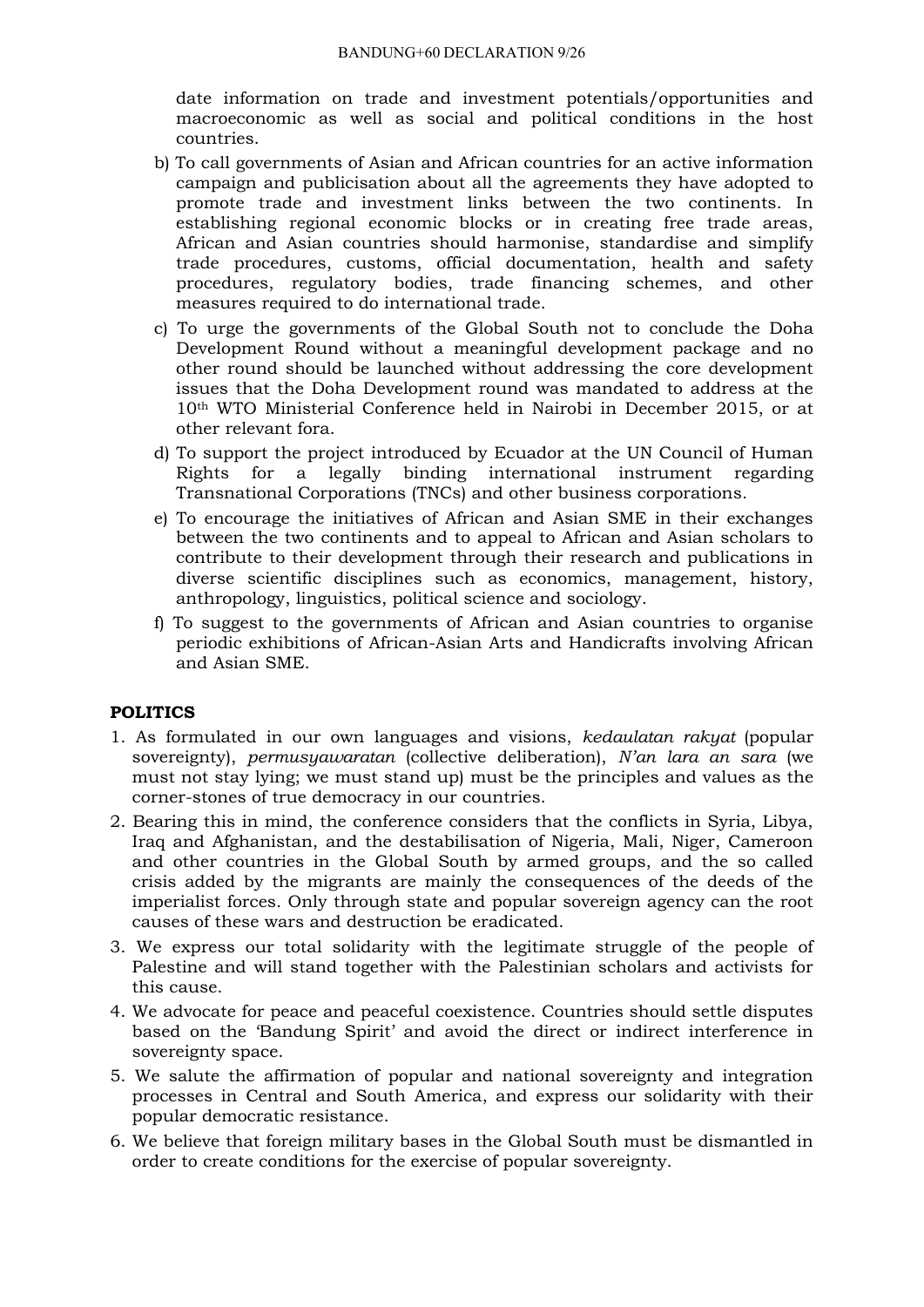date information on trade and investment potentials/opportunities and macroeconomic as well as social and political conditions in the host countries.

b) To call governments of Asian and African countries for an active information campaign and publicisation about all the agreements they have adopted to promote trade and investment links between the two continents. In establishing regional economic blocks or in creating free trade areas, African and Asian countries should harmonise, standardise and simplify trade procedures, customs, official documentation, health and safety procedures, regulatory bodies, trade financing schemes, and other measures required to do international trade.

c) To urge the governments of the Global South not to conclude the Doha Development Round without a meaningful development package and no other round should be launched without addressing the core development issues that the Doha Development round was mandated to address at the 10th WTO Ministerial Conference held in Nairobi in December 2015, or at other relevant fora.

d) To support the project introduced by Ecuador at the UN Council of Human Rights for a legally binding international instrument regarding Transnational Corporations (TNCs) and other business corporations.

e) To encourage the initiatives of African and Asian SME in their exchanges between the two continents and to appeal to African and Asian scholars to contribute to their development through their research and publications in diverse scientific disciplines such as economics, management, history, anthropology, linguistics, political science and sociology.

f) To suggest to the governments of African and Asian countries to organise periodic exhibitions of African-Asian Arts and Handicrafts involving African and Asian SME.

**POLITICS**

1. As formulated in our own languages and visions, *kedaulatan rakyat* (popular sovereignty), *permusyawaratan* (collective deliberation), *N'an lara an sara* (we must not stay lying; we must stand up) must be the principles and values as the corner-stones of true democracy in our countries.
2. Bearing this in mind, the conference considers that the conflicts in Syria, Libya, Iraq and Afghanistan, and the destabilisation of Nigeria, Mali, Niger, Cameroon and other countries in the Global South by armed groups, and the so called crisis added by the migrants are mainly the consequences of the deeds of the imperialist forces. Only through state and popular sovereign agency can the root causes of these wars and destruction be eradicated.
3. We express our total solidarity with the legitimate struggle of the people of Palestine and will stand together with the Palestinian scholars and activists for this cause.
4. We advocate for peace and peaceful coexistence. Countries should settle disputes based on the 'Bandung Spirit' and avoid the direct or indirect interference in sovereignty space.
5. We salute the affirmation of popular and national sovereignty and integration processes in Central and South America, and express our solidarity with their popular democratic resistance.
6. We believe that foreign military bases in the Global South must be dismantled in order to create conditions for the exercise of popular sovereignty.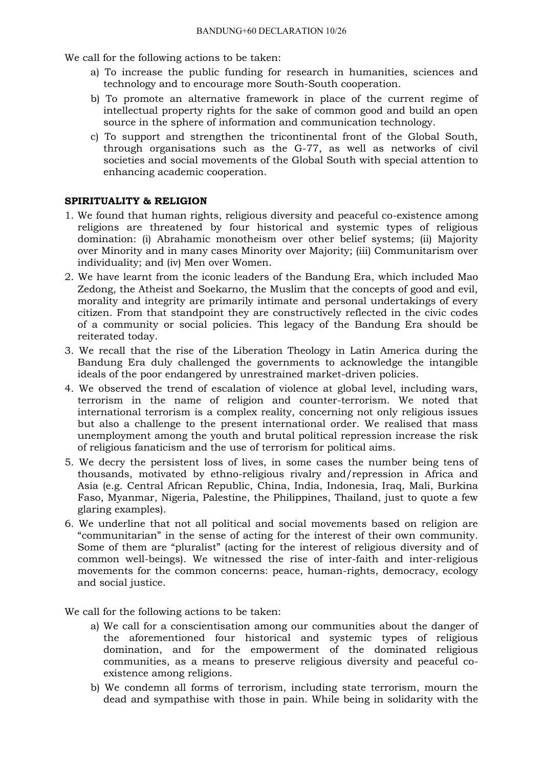We call for the following actions to be taken:

a) To increase the public funding for research in humanities, sciences and technology and to encourage more South-South cooperation.

b) To promote an alternative framework in place of the current regime of intellectual property rights for the sake of common good and build an open source in the sphere of information and communication technology.

c) To support and strengthen the tricontinental front of the Global South, through organisations such as the G-77, as well as networks of civil societies and social movements of the Global South with special attention to enhancing academic cooperation.

**SPIRITUALITY & RELIGION**

1. We found that human rights, religious diversity and peaceful co-existence among religions are threatened by four historical and systemic types of religious domination: (i) Abrahamic monotheism over other belief systems; (ii) Majority over Minority and in many cases Minority over Majority; (iii) Communitarism over individuality; and (iv) Men over Women.
2. We have learnt from the iconic leaders of the Bandung Era, which included Mao Zedong, the Atheist and Soekarno, the Muslim that the concepts of good and evil, morality and integrity are primarily intimate and personal undertakings of every citizen. From that standpoint they are constructively reflected in the civic codes of a community or social policies. This legacy of the Bandung Era should be reiterated today.
3. We recall that the rise of the Liberation Theology in Latin America during the Bandung Era duly challenged the governments to acknowledge the intangible ideals of the poor endangered by unrestrained market-driven policies.
4. We observed the trend of escalation of violence at global level, including wars, terrorism in the name of religion and counter-terrorism. We noted that international terrorism is a complex reality, concerning not only religious issues but also a challenge to the present international order. We realised that mass unemployment among the youth and brutal political repression increase the risk of religious fanaticism and the use of terrorism for political aims.
5. We decry the persistent loss of lives, in some cases the number being tens of thousands, motivated by ethno-religious rivalry and/repression in Africa and Asia (e.g. Central African Republic, China, India, Indonesia, Iraq, Mali, Burkina Faso, Myanmar, Nigeria, Palestine, the Philippines, Thailand, just to quote a few glaring examples).
6. We underline that not all political and social movements based on religion are "communitarian" in the sense of acting for the interest of their own community. Some of them are "pluralist" (acting for the interest of religious diversity and of common well-beings). We witnessed the rise of inter-faith and inter-religious movements for the common concerns: peace, human-rights, democracy, ecology and social justice.

We call for the following actions to be taken:

a) We call for a conscientisation among our communities about the danger of the aforementioned four historical and systemic types of religious domination, and for the empowerment of the dominated religious communities, as a means to preserve religious diversity and peaceful co-existence among religions.

b) We condemn all forms of terrorism, including state terrorism, mourn the dead and sympathise with those in pain. While being in solidarity with the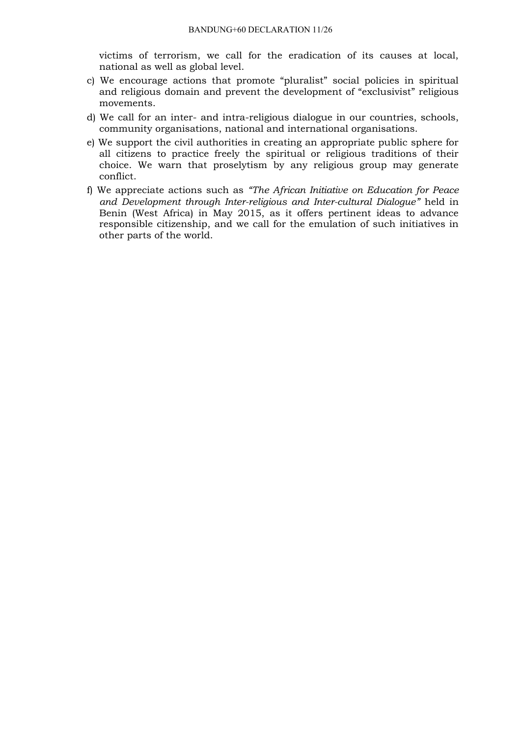victims of terrorism, we call for the eradication of its causes at local, national as well as global level.

c) We encourage actions that promote "pluralist" social policies in spiritual and religious domain and prevent the development of "exclusivist" religious movements.

d) We call for an inter- and intra-religious dialogue in our countries, schools, community organisations, national and international organisations.

e) We support the civil authorities in creating an appropriate public sphere for all citizens to practice freely the spiritual or religious traditions of their choice. We warn that proselytism by any religious group may generate conflict.

f) We appreciate actions such as *"The African Initiative on Education for Peace and Development through Inter-religious and Inter-cultural Dialogue"* held in Benin (West Africa) in May 2015, as it offers pertinent ideas to advance responsible citizenship, and we call for the emulation of such initiatives in other parts of the world.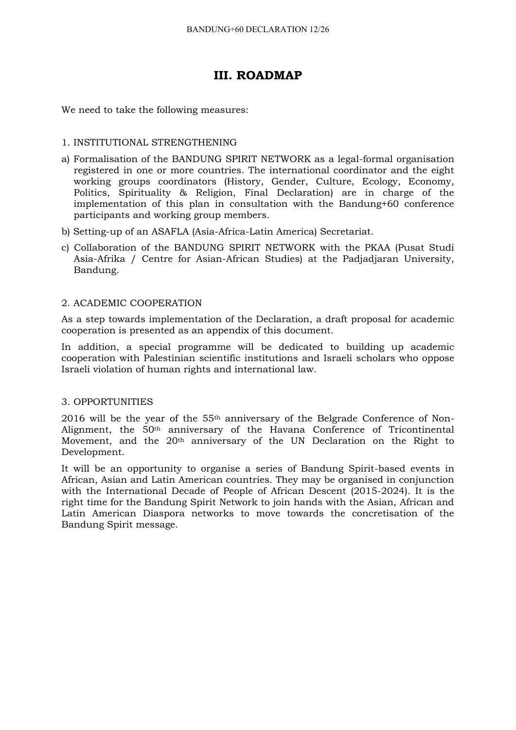# III. ROADMAP

We need to take the following measures:

1. INSTITUTIONAL STRENGTHENING

a) Formalisation of the BANDUNG SPIRIT NETWORK as a legal-formal organisation registered in one or more countries. The international coordinator and the eight working groups coordinators (History, Gender, Culture, Ecology, Economy, Politics, Spirituality & Religion, Final Declaration) are in charge of the implementation of this plan in consultation with the Bandung+60 conference participants and working group members.

b) Setting-up of an ASAFLA (Asia-Africa-Latin America) Secretariat.

c) Collaboration of the BANDUNG SPIRIT NETWORK with the PKAA (Pusat Studi Asia-Afrika / Centre for Asian-African Studies) at the Padjadjaran University, Bandung.

2. ACADEMIC COOPERATION

As a step towards implementation of the Declaration, a draft proposal for academic cooperation is presented as an appendix of this document.

In addition, a special programme will be dedicated to building up academic cooperation with Palestinian scientific institutions and Israeli scholars who oppose Israeli violation of human rights and international law.

3. OPPORTUNITIES

2016 will be the year of the 55th anniversary of the Belgrade Conference of Non-Alignment, the 50th anniversary of the Havana Conference of Tricontinental Movement, and the 20th anniversary of the UN Declaration on the Right to Development.

It will be an opportunity to organise a series of Bandung Spirit-based events in African, Asian and Latin American countries. They may be organised in conjunction with the International Decade of People of African Descent (2015-2024). It is the right time for the Bandung Spirit Network to join hands with the Asian, African and Latin American Diaspora networks to move towards the concretisation of the Bandung Spirit message.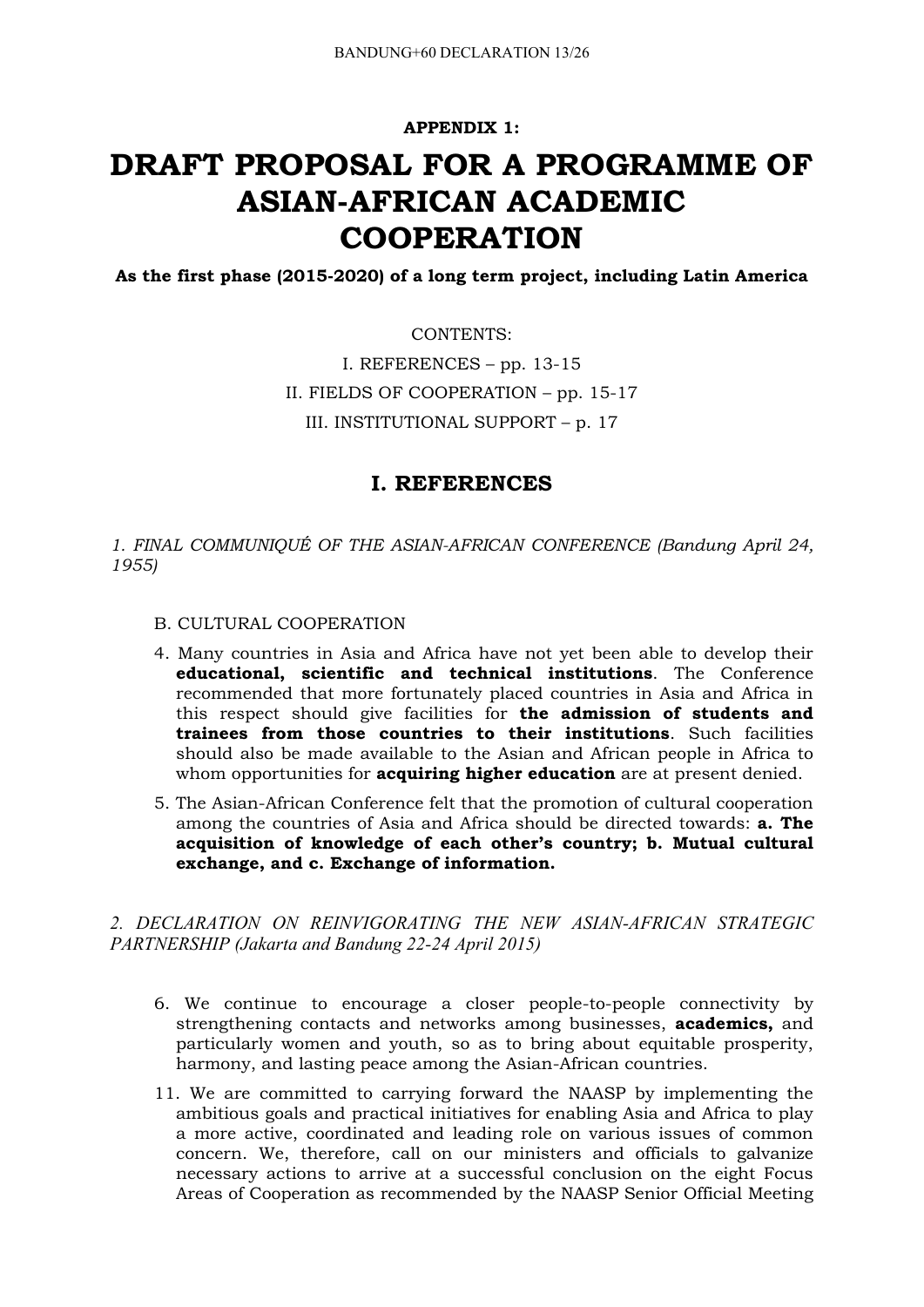**APPENDIX 1:**

# DRAFT PROPOSAL FOR A PROGRAMME OF ASIAN-AFRICAN ACADEMIC COOPERATION

**As the first phase (2015-2020) of a long term project, including Latin America**

CONTENTS:

I. REFERENCES – pp. 13-15

II. FIELDS OF COOPERATION – pp. 15-17

III. INSTITUTIONAL SUPPORT – p. 17

## I. REFERENCES

*1. FINAL COMMUNIQUÉ OF THE ASIAN-AFRICAN CONFERENCE (Bandung April 24, 1955)*

B. CULTURAL COOPERATION

4. Many countries in Asia and Africa have not yet been able to develop their **educational, scientific and technical institutions**. The Conference recommended that more fortunately placed countries in Asia and Africa in this respect should give facilities for **the admission of students and trainees from those countries to their institutions**. Such facilities should also be made available to the Asian and African people in Africa to whom opportunities for **acquiring higher education** are at present denied.
5. The Asian-African Conference felt that the promotion of cultural cooperation among the countries of Asia and Africa should be directed towards: **a. The acquisition of knowledge of each other's country; b. Mutual cultural exchange, and c. Exchange of information.**

*2. DECLARATION ON REINVIGORATING THE NEW ASIAN-AFRICAN STRATEGIC PARTNERSHIP (Jakarta and Bandung 22-24 April 2015)*

6. We continue to encourage a closer people-to-people connectivity by strengthening contacts and networks among businesses, **academics,** and particularly women and youth, so as to bring about equitable prosperity, harmony, and lasting peace among the Asian-African countries.

11. We are committed to carrying forward the NAASP by implementing the ambitious goals and practical initiatives for enabling Asia and Africa to play a more active, coordinated and leading role on various issues of common concern. We, therefore, call on our ministers and officials to galvanize necessary actions to arrive at a successful conclusion on the eight Focus Areas of Cooperation as recommended by the NAASP Senior Official Meeting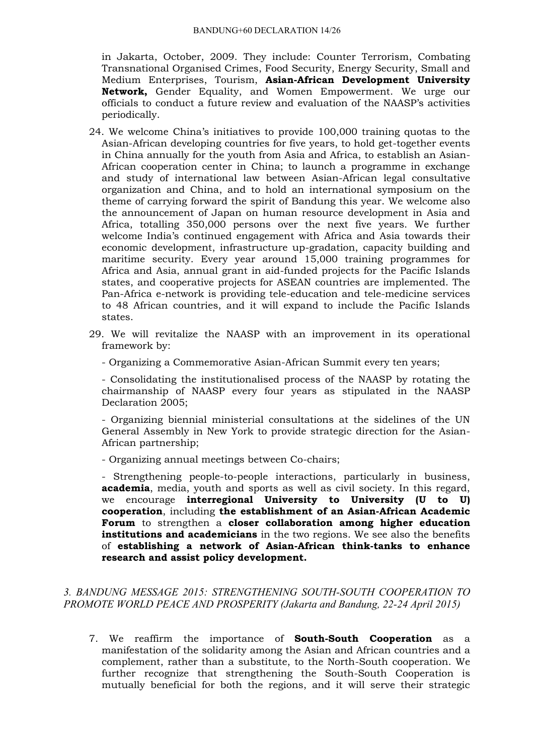in Jakarta, October, 2009. They include: Counter Terrorism, Combating Transnational Organised Crimes, Food Security, Energy Security, Small and Medium Enterprises, Tourism, **Asian-African Development University Network,** Gender Equality, and Women Empowerment. We urge our officials to conduct a future review and evaluation of the NAASP's activities periodically.

24. We welcome China's initiatives to provide 100,000 training quotas to the Asian-African developing countries for five years, to hold get-together events in China annually for the youth from Asia and Africa, to establish an Asian-African cooperation center in China; to launch a programme in exchange and study of international law between Asian-African legal consultative organization and China, and to hold an international symposium on the theme of carrying forward the spirit of Bandung this year. We welcome also the announcement of Japan on human resource development in Asia and Africa, totalling 350,000 persons over the next five years. We further welcome India's continued engagement with Africa and Asia towards their economic development, infrastructure up-gradation, capacity building and maritime security. Every year around 15,000 training programmes for Africa and Asia, annual grant in aid-funded projects for the Pacific Islands states, and cooperative projects for ASEAN countries are implemented. The Pan-Africa e-network is providing tele-education and tele-medicine services to 48 African countries, and it will expand to include the Pacific Islands states.

29. We will revitalize the NAASP with an improvement in its operational framework by:

   - Organizing a Commemorative Asian-African Summit every ten years;

   - Consolidating the institutionalised process of the NAASP by rotating the chairmanship of NAASP every four years as stipulated in the NAASP Declaration 2005;

   - Organizing biennial ministerial consultations at the sidelines of the UN General Assembly in New York to provide strategic direction for the Asian-African partnership;

   - Organizing annual meetings between Co-chairs;

   - Strengthening people-to-people interactions, particularly in business, **academia**, media, youth and sports as well as civil society. In this regard, we encourage **interregional University to University (U to U) cooperation**, including **the establishment of an Asian-African Academic Forum** to strengthen a **closer collaboration among higher education institutions and academicians** in the two regions. We see also the benefits of **establishing a network of Asian-African think-tanks to enhance research and assist policy development.**

*3. BANDUNG MESSAGE 2015: STRENGTHENING SOUTH-SOUTH COOPERATION TO PROMOTE WORLD PEACE AND PROSPERITY (Jakarta and Bandung, 22-24 April 2015)*

7. We reaffirm the importance of **South-South Cooperation** as a manifestation of the solidarity among the Asian and African countries and a complement, rather than a substitute, to the North-South cooperation. We further recognize that strengthening the South-South Cooperation is mutually beneficial for both the regions, and it will serve their strategic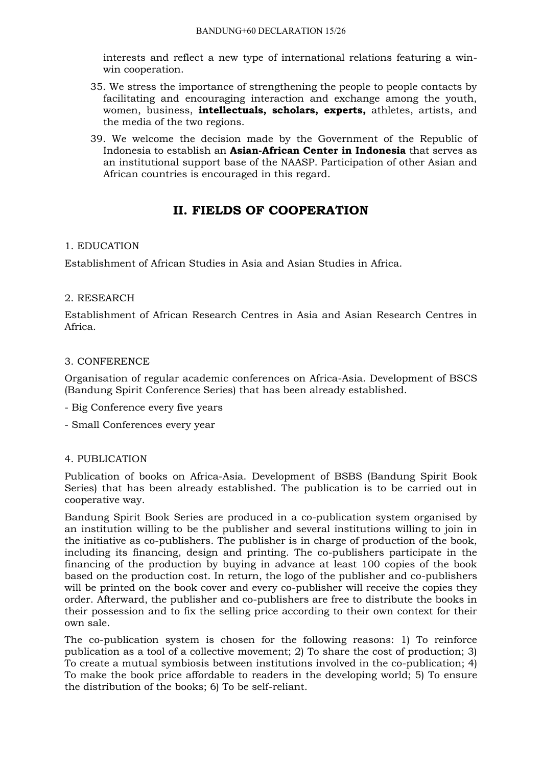interests and reflect a new type of international relations featuring a win-win cooperation.

35. We stress the importance of strengthening the people to people contacts by facilitating and encouraging interaction and exchange among the youth, women, business, **intellectuals, scholars, experts,** athletes, artists, and the media of the two regions.

39. We welcome the decision made by the Government of the Republic of Indonesia to establish an **Asian-African Center in Indonesia** that serves as an institutional support base of the NAASP. Participation of other Asian and African countries is encouraged in this regard.

## II. FIELDS OF COOPERATION

### 1. EDUCATION

Establishment of African Studies in Asia and Asian Studies in Africa.

### 2. RESEARCH

Establishment of African Research Centres in Asia and Asian Research Centres in Africa.

### 3. CONFERENCE

Organisation of regular academic conferences on Africa-Asia. Development of BSCS (Bandung Spirit Conference Series) that has been already established.

- Big Conference every five years
- Small Conferences every year

### 4. PUBLICATION

Publication of books on Africa-Asia. Development of BSBS (Bandung Spirit Book Series) that has been already established. The publication is to be carried out in cooperative way.

Bandung Spirit Book Series are produced in a co-publication system organised by an institution willing to be the publisher and several institutions willing to join in the initiative as co-publishers. The publisher is in charge of production of the book, including its financing, design and printing. The co-publishers participate in the financing of the production by buying in advance at least 100 copies of the book based on the production cost. In return, the logo of the publisher and co-publishers will be printed on the book cover and every co-publisher will receive the copies they order. Afterward, the publisher and co-publishers are free to distribute the books in their possession and to fix the selling price according to their own context for their own sale.

The co-publication system is chosen for the following reasons: 1) To reinforce publication as a tool of a collective movement; 2) To share the cost of production; 3) To create a mutual symbiosis between institutions involved in the co-publication; 4) To make the book price affordable to readers in the developing world; 5) To ensure the distribution of the books; 6) To be self-reliant.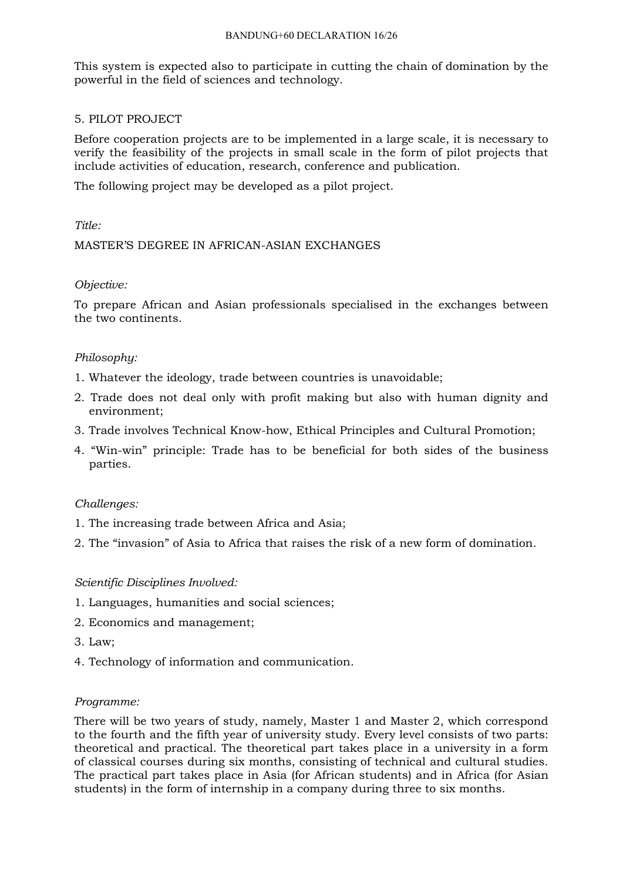This system is expected also to participate in cutting the chain of domination by the powerful in the field of sciences and technology.

## 5. PILOT PROJECT

Before cooperation projects are to be implemented in a large scale, it is necessary to verify the feasibility of the projects in small scale in the form of pilot projects that include activities of education, research, conference and publication.

The following project may be developed as a pilot project.

*Title:*

MASTER'S DEGREE IN AFRICAN-ASIAN EXCHANGES

*Objective:*

To prepare African and Asian professionals specialised in the exchanges between the two continents.

*Philosophy:*

1. Whatever the ideology, trade between countries is unavoidable;
2. Trade does not deal only with profit making but also with human dignity and environment;
3. Trade involves Technical Know-how, Ethical Principles and Cultural Promotion;
4. "Win-win" principle: Trade has to be beneficial for both sides of the business parties.

*Challenges:*

1. The increasing trade between Africa and Asia;
2. The "invasion" of Asia to Africa that raises the risk of a new form of domination.

*Scientific Disciplines Involved:*

1. Languages, humanities and social sciences;
2. Economics and management;
3. Law;
4. Technology of information and communication.

*Programme:*

There will be two years of study, namely, Master 1 and Master 2, which correspond to the fourth and the fifth year of university study. Every level consists of two parts: theoretical and practical. The theoretical part takes place in a university in a form of classical courses during six months, consisting of technical and cultural studies. The practical part takes place in Asia (for African students) and in Africa (for Asian students) in the form of internship in a company during three to six months.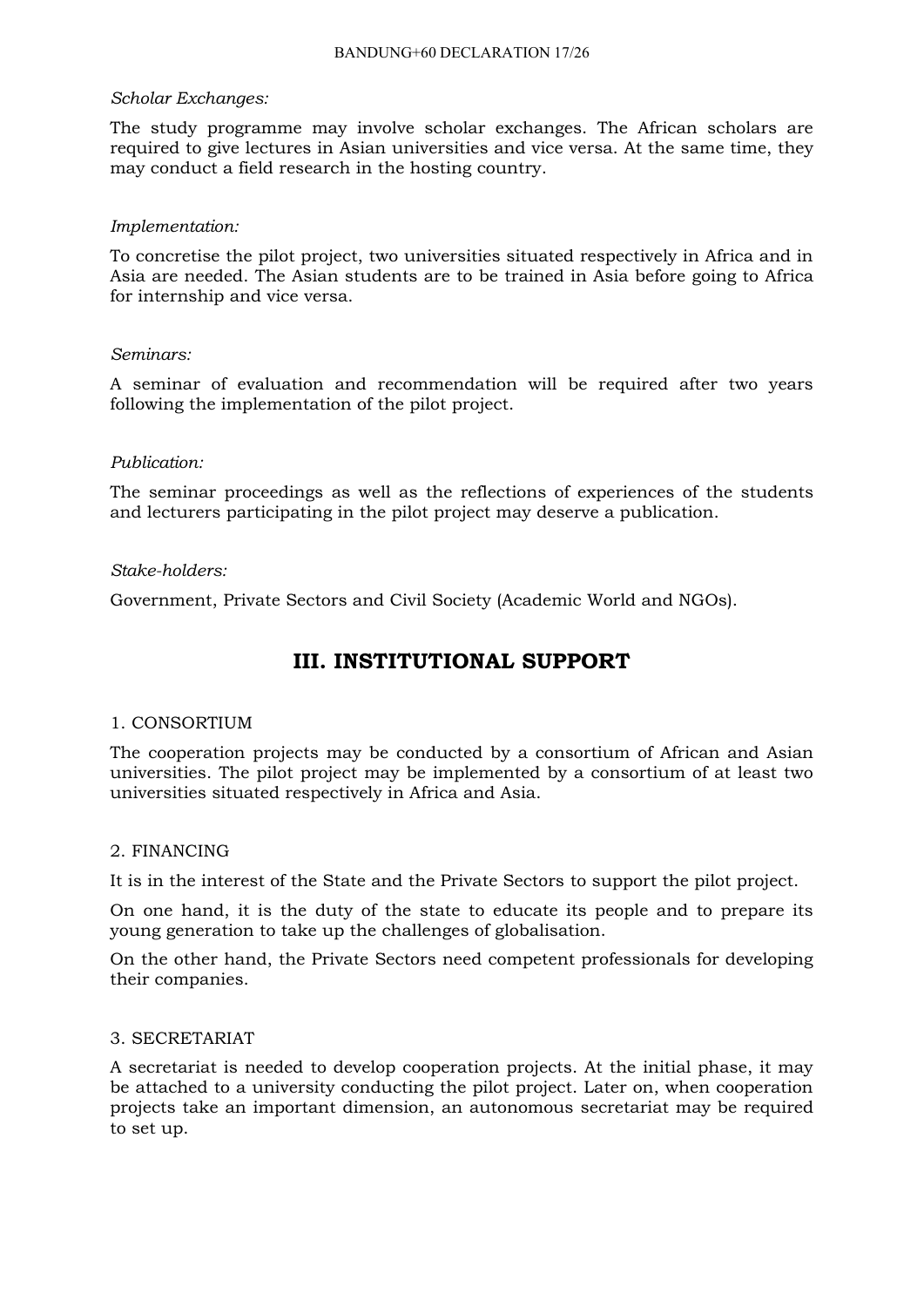*Scholar Exchanges:*

The study programme may involve scholar exchanges. The African scholars are required to give lectures in Asian universities and vice versa. At the same time, they may conduct a field research in the hosting country.

*Implementation:*

To concretise the pilot project, two universities situated respectively in Africa and in Asia are needed. The Asian students are to be trained in Asia before going to Africa for internship and vice versa.

*Seminars:*

A seminar of evaluation and recommendation will be required after two years following the implementation of the pilot project.

*Publication:*

The seminar proceedings as well as the reflections of experiences of the students and lecturers participating in the pilot project may deserve a publication.

*Stake-holders:*

Government, Private Sectors and Civil Society (Academic World and NGOs).

## III. INSTITUTIONAL SUPPORT

### 1. CONSORTIUM

The cooperation projects may be conducted by a consortium of African and Asian universities. The pilot project may be implemented by a consortium of at least two universities situated respectively in Africa and Asia.

### 2. FINANCING

It is in the interest of the State and the Private Sectors to support the pilot project.

On one hand, it is the duty of the state to educate its people and to prepare its young generation to take up the challenges of globalisation.

On the other hand, the Private Sectors need competent professionals for developing their companies.

### 3. SECRETARIAT

A secretariat is needed to develop cooperation projects. At the initial phase, it may be attached to a university conducting the pilot project. Later on, when cooperation projects take an important dimension, an autonomous secretariat may be required to set up.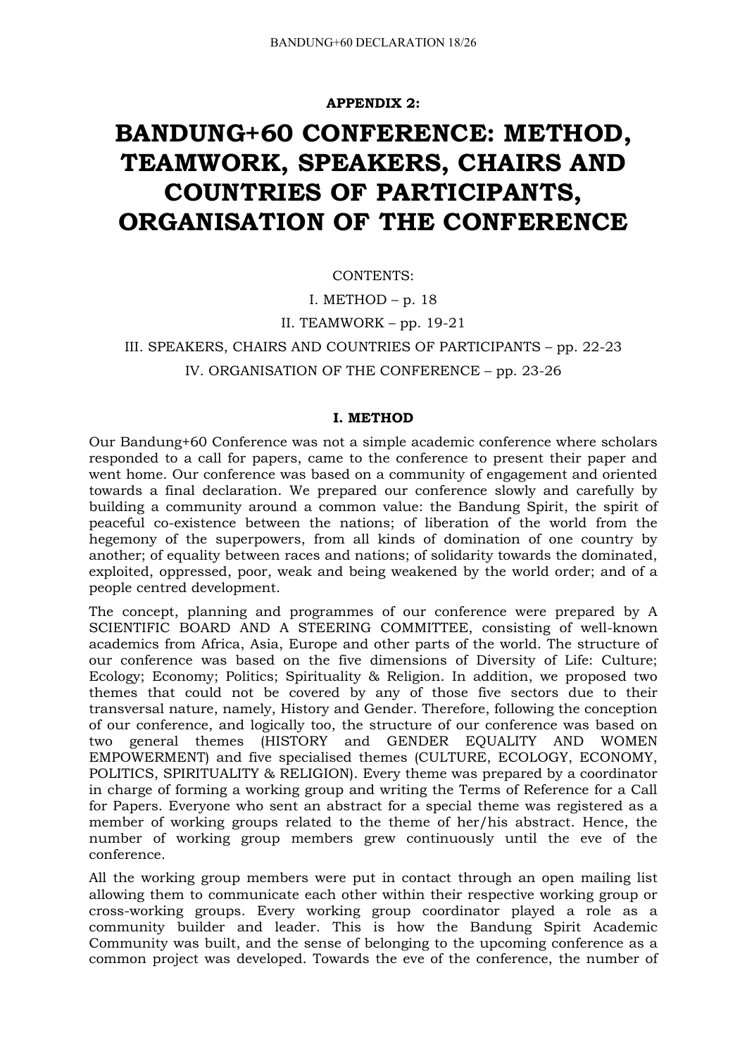**APPENDIX 2:**

# BANDUNG+60 CONFERENCE: METHOD, TEAMWORK, SPEAKERS, CHAIRS AND COUNTRIES OF PARTICIPANTS, ORGANISATION OF THE CONFERENCE

CONTENTS:

I. METHOD – p. 18

II. TEAMWORK – pp. 19-21

III. SPEAKERS, CHAIRS AND COUNTRIES OF PARTICIPANTS – pp. 22-23

IV. ORGANISATION OF THE CONFERENCE – pp. 23-26

## I. METHOD

Our Bandung+60 Conference was not a simple academic conference where scholars responded to a call for papers, came to the conference to present their paper and went home. Our conference was based on a community of engagement and oriented towards a final declaration. We prepared our conference slowly and carefully by building a community around a common value: the Bandung Spirit, the spirit of peaceful co-existence between the nations; of liberation of the world from the hegemony of the superpowers, from all kinds of domination of one country by another; of equality between races and nations; of solidarity towards the dominated, exploited, oppressed, poor, weak and being weakened by the world order; and of a people centred development.

The concept, planning and programmes of our conference were prepared by A SCIENTIFIC BOARD AND A STEERING COMMITTEE, consisting of well-known academics from Africa, Asia, Europe and other parts of the world. The structure of our conference was based on the five dimensions of Diversity of Life: Culture; Ecology; Economy; Politics; Spirituality & Religion. In addition, we proposed two themes that could not be covered by any of those five sectors due to their transversal nature, namely, History and Gender. Therefore, following the conception of our conference, and logically too, the structure of our conference was based on two general themes (HISTORY and GENDER EQUALITY AND WOMEN EMPOWERMENT) and five specialised themes (CULTURE, ECOLOGY, ECONOMY, POLITICS, SPIRITUALITY & RELIGION). Every theme was prepared by a coordinator in charge of forming a working group and writing the Terms of Reference for a Call for Papers. Everyone who sent an abstract for a special theme was registered as a member of working groups related to the theme of her/his abstract. Hence, the number of working group members grew continuously until the eve of the conference.

All the working group members were put in contact through an open mailing list allowing them to communicate each other within their respective working group or cross-working groups. Every working group coordinator played a role as a community builder and leader. This is how the Bandung Spirit Academic Community was built, and the sense of belonging to the upcoming conference as a common project was developed. Towards the eve of the conference, the number of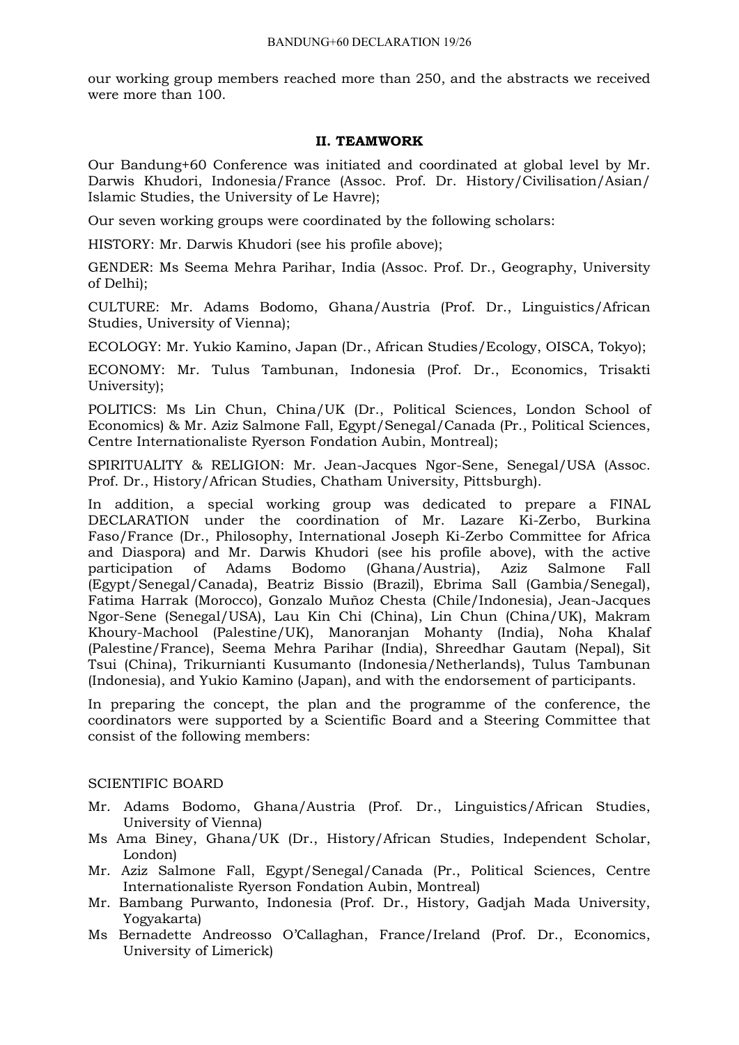our working group members reached more than 250, and the abstracts we received were more than 100.

## II. TEAMWORK

Our Bandung+60 Conference was initiated and coordinated at global level by Mr. Darwis Khudori, Indonesia/France (Assoc. Prof. Dr. History/Civilisation/Asian/ Islamic Studies, the University of Le Havre);

Our seven working groups were coordinated by the following scholars:

HISTORY: Mr. Darwis Khudori (see his profile above);

GENDER: Ms Seema Mehra Parihar, India (Assoc. Prof. Dr., Geography, University of Delhi);

CULTURE: Mr. Adams Bodomo, Ghana/Austria (Prof. Dr., Linguistics/African Studies, University of Vienna);

ECOLOGY: Mr. Yukio Kamino, Japan (Dr., African Studies/Ecology, OISCA, Tokyo);

ECONOMY: Mr. Tulus Tambunan, Indonesia (Prof. Dr., Economics, Trisakti University);

POLITICS: Ms Lin Chun, China/UK (Dr., Political Sciences, London School of Economics) & Mr. Aziz Salmone Fall, Egypt/Senegal/Canada (Pr., Political Sciences, Centre Internationaliste Ryerson Fondation Aubin, Montreal);

SPIRITUALITY & RELIGION: Mr. Jean-Jacques Ngor-Sene, Senegal/USA (Assoc. Prof. Dr., History/African Studies, Chatham University, Pittsburgh).

In addition, a special working group was dedicated to prepare a FINAL DECLARATION under the coordination of Mr. Lazare Ki-Zerbo, Burkina Faso/France (Dr., Philosophy, International Joseph Ki-Zerbo Committee for Africa and Diaspora) and Mr. Darwis Khudori (see his profile above), with the active participation of Adams Bodomo (Ghana/Austria), Aziz Salmone Fall (Egypt/Senegal/Canada), Beatriz Bissio (Brazil), Ebrima Sall (Gambia/Senegal), Fatima Harrak (Morocco), Gonzalo Muñoz Chesta (Chile/Indonesia), Jean-Jacques Ngor-Sene (Senegal/USA), Lau Kin Chi (China), Lin Chun (China/UK), Makram Khoury-Machool (Palestine/UK), Manoranjan Mohanty (India), Noha Khalaf (Palestine/France), Seema Mehra Parihar (India), Shreedhar Gautam (Nepal), Sit Tsui (China), Trikurnianti Kusumanto (Indonesia/Netherlands), Tulus Tambunan (Indonesia), and Yukio Kamino (Japan), and with the endorsement of participants.

In preparing the concept, the plan and the programme of the conference, the coordinators were supported by a Scientific Board and a Steering Committee that consist of the following members:

SCIENTIFIC BOARD

- Mr. Adams Bodomo, Ghana/Austria (Prof. Dr., Linguistics/African Studies, University of Vienna)
- Ms Ama Biney, Ghana/UK (Dr., History/African Studies, Independent Scholar, London)
- Mr. Aziz Salmone Fall, Egypt/Senegal/Canada (Pr., Political Sciences, Centre Internationaliste Ryerson Fondation Aubin, Montreal)
- Mr. Bambang Purwanto, Indonesia (Prof. Dr., History, Gadjah Mada University, Yogyakarta)
- Ms Bernadette Andreosso O'Callaghan, France/Ireland (Prof. Dr., Economics, University of Limerick)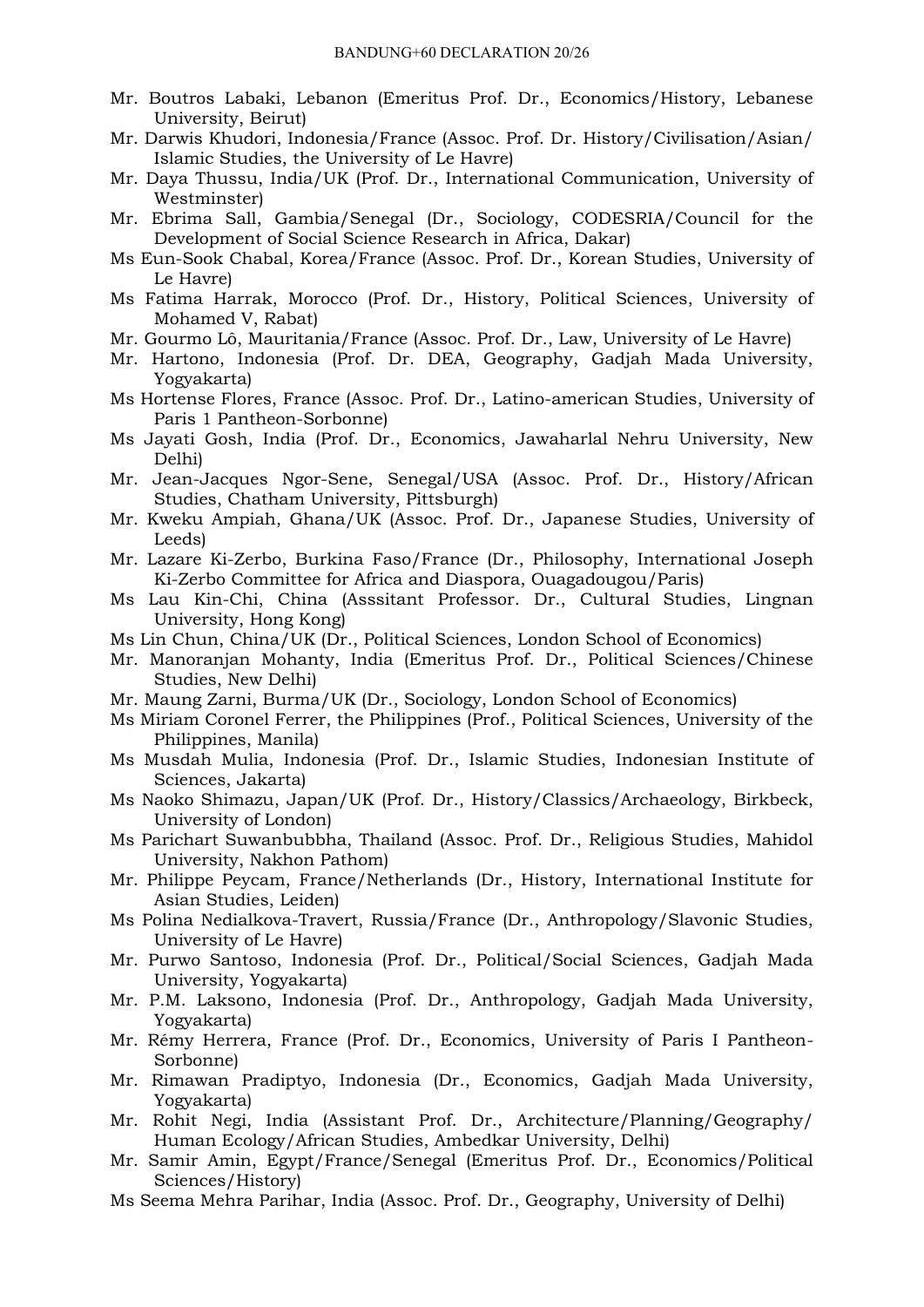- Mr. Boutros Labaki, Lebanon (Emeritus Prof. Dr., Economics/History, Lebanese University, Beirut)
- Mr. Darwis Khudori, Indonesia/France (Assoc. Prof. Dr. History/Civilisation/Asian/ Islamic Studies, the University of Le Havre)
- Mr. Daya Thussu, India/UK (Prof. Dr., International Communication, University of Westminster)
- Mr. Ebrima Sall, Gambia/Senegal (Dr., Sociology, CODESRIA/Council for the Development of Social Science Research in Africa, Dakar)
- Ms Eun-Sook Chabal, Korea/France (Assoc. Prof. Dr., Korean Studies, University of Le Havre)
- Ms Fatima Harrak, Morocco (Prof. Dr., History, Political Sciences, University of Mohamed V, Rabat)
- Mr. Gourmo Lô, Mauritania/France (Assoc. Prof. Dr., Law, University of Le Havre)
- Mr. Hartono, Indonesia (Prof. Dr. DEA, Geography, Gadjah Mada University, Yogyakarta)
- Ms Hortense Flores, France (Assoc. Prof. Dr., Latino-american Studies, University of Paris 1 Pantheon-Sorbonne)
- Ms Jayati Gosh, India (Prof. Dr., Economics, Jawaharlal Nehru University, New Delhi)
- Mr. Jean-Jacques Ngor-Sene, Senegal/USA (Assoc. Prof. Dr., History/African Studies, Chatham University, Pittsburgh)
- Mr. Kweku Ampiah, Ghana/UK (Assoc. Prof. Dr., Japanese Studies, University of Leeds)
- Mr. Lazare Ki-Zerbo, Burkina Faso/France (Dr., Philosophy, International Joseph Ki-Zerbo Committee for Africa and Diaspora, Ouagadougou/Paris)
- Ms Lau Kin-Chi, China (Asssitant Professor. Dr., Cultural Studies, Lingnan University, Hong Kong)
- Ms Lin Chun, China/UK (Dr., Political Sciences, London School of Economics)
- Mr. Manoranjan Mohanty, India (Emeritus Prof. Dr., Political Sciences/Chinese Studies, New Delhi)
- Mr. Maung Zarni, Burma/UK (Dr., Sociology, London School of Economics)
- Ms Miriam Coronel Ferrer, the Philippines (Prof., Political Sciences, University of the Philippines, Manila)
- Ms Musdah Mulia, Indonesia (Prof. Dr., Islamic Studies, Indonesian Institute of Sciences, Jakarta)
- Ms Naoko Shimazu, Japan/UK (Prof. Dr., History/Classics/Archaeology, Birkbeck, University of London)
- Ms Parichart Suwanbubbha, Thailand (Assoc. Prof. Dr., Religious Studies, Mahidol University, Nakhon Pathom)
- Mr. Philippe Peycam, France/Netherlands (Dr., History, International Institute for Asian Studies, Leiden)
- Ms Polina Nedialkova-Travert, Russia/France (Dr., Anthropology/Slavonic Studies, University of Le Havre)
- Mr. Purwo Santoso, Indonesia (Prof. Dr., Political/Social Sciences, Gadjah Mada University, Yogyakarta)
- Mr. P.M. Laksono, Indonesia (Prof. Dr., Anthropology, Gadjah Mada University, Yogyakarta)
- Mr. Rémy Herrera, France (Prof. Dr., Economics, University of Paris I Pantheon-Sorbonne)
- Mr. Rimawan Pradiptyo, Indonesia (Dr., Economics, Gadjah Mada University, Yogyakarta)
- Mr. Rohit Negi, India (Assistant Prof. Dr., Architecture/Planning/Geography/ Human Ecology/African Studies, Ambedkar University, Delhi)
- Mr. Samir Amin, Egypt/France/Senegal (Emeritus Prof. Dr., Economics/Political Sciences/History)
- Ms Seema Mehra Parihar, India (Assoc. Prof. Dr., Geography, University of Delhi)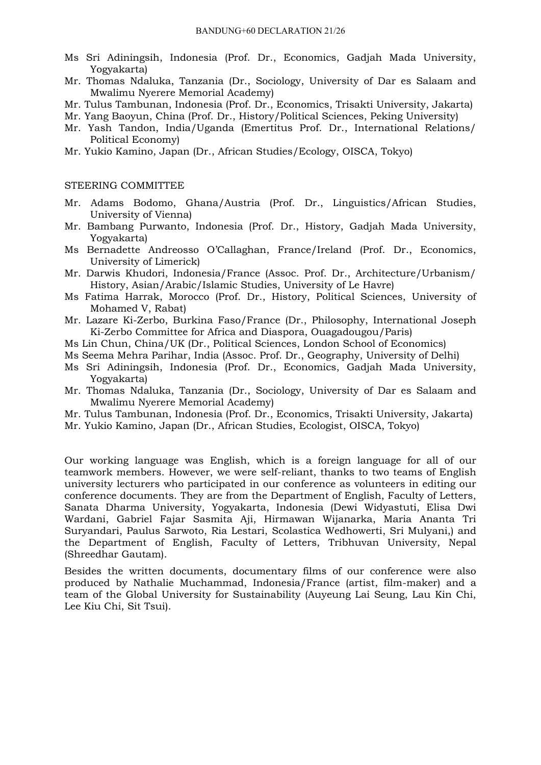Ms Sri Adiningsih, Indonesia (Prof. Dr., Economics, Gadjah Mada University, Yogyakarta)

Mr. Thomas Ndaluka, Tanzania (Dr., Sociology, University of Dar es Salaam and Mwalimu Nyerere Memorial Academy)

Mr. Tulus Tambunan, Indonesia (Prof. Dr., Economics, Trisakti University, Jakarta)

Mr. Yang Baoyun, China (Prof. Dr., History/Political Sciences, Peking University)

Mr. Yash Tandon, India/Uganda (Emertitus Prof. Dr., International Relations/ Political Economy)

Mr. Yukio Kamino, Japan (Dr., African Studies/Ecology, OISCA, Tokyo)

STEERING COMMITTEE

Mr. Adams Bodomo, Ghana/Austria (Prof. Dr., Linguistics/African Studies, University of Vienna)

Mr. Bambang Purwanto, Indonesia (Prof. Dr., History, Gadjah Mada University, Yogyakarta)

Ms Bernadette Andreosso O'Callaghan, France/Ireland (Prof. Dr., Economics, University of Limerick)

Mr. Darwis Khudori, Indonesia/France (Assoc. Prof. Dr., Architecture/Urbanism/ History, Asian/Arabic/Islamic Studies, University of Le Havre)

Ms Fatima Harrak, Morocco (Prof. Dr., History, Political Sciences, University of Mohamed V, Rabat)

Mr. Lazare Ki-Zerbo, Burkina Faso/France (Dr., Philosophy, International Joseph Ki-Zerbo Committee for Africa and Diaspora, Ouagadougou/Paris)

Ms Lin Chun, China/UK (Dr., Political Sciences, London School of Economics)

Ms Seema Mehra Parihar, India (Assoc. Prof. Dr., Geography, University of Delhi)

Ms Sri Adiningsih, Indonesia (Prof. Dr., Economics, Gadjah Mada University, Yogyakarta)

Mr. Thomas Ndaluka, Tanzania (Dr., Sociology, University of Dar es Salaam and Mwalimu Nyerere Memorial Academy)

Mr. Tulus Tambunan, Indonesia (Prof. Dr., Economics, Trisakti University, Jakarta)

Mr. Yukio Kamino, Japan (Dr., African Studies, Ecologist, OISCA, Tokyo)

Our working language was English, which is a foreign language for all of our teamwork members. However, we were self-reliant, thanks to two teams of English university lecturers who participated in our conference as volunteers in editing our conference documents. They are from the Department of English, Faculty of Letters, Sanata Dharma University, Yogyakarta, Indonesia (Dewi Widyastuti, Elisa Dwi Wardani, Gabriel Fajar Sasmita Aji, Hirmawan Wijanarka, Maria Ananta Tri Suryandari, Paulus Sarwoto, Ria Lestari, Scolastica Wedhowerti, Sri Mulyani,) and the Department of English, Faculty of Letters, Tribhuvan University, Nepal (Shreedhar Gautam).

Besides the written documents, documentary films of our conference were also produced by Nathalie Muchammad, Indonesia/France (artist, film-maker) and a team of the Global University for Sustainability (Auyeung Lai Seung, Lau Kin Chi, Lee Kiu Chi, Sit Tsui).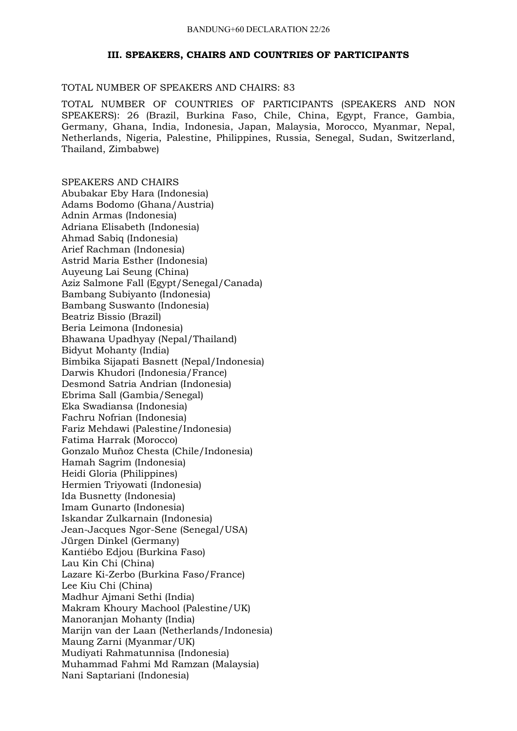### III. SPEAKERS, CHAIRS AND COUNTRIES OF PARTICIPANTS

TOTAL NUMBER OF SPEAKERS AND CHAIRS: 83

TOTAL NUMBER OF COUNTRIES OF PARTICIPANTS (SPEAKERS AND NON SPEAKERS): 26 (Brazil, Burkina Faso, Chile, China, Egypt, France, Gambia, Germany, Ghana, India, Indonesia, Japan, Malaysia, Morocco, Myanmar, Nepal, Netherlands, Nigeria, Palestine, Philippines, Russia, Senegal, Sudan, Switzerland, Thailand, Zimbabwe)

SPEAKERS AND CHAIRS

Abubakar Eby Hara (Indonesia)
Adams Bodomo (Ghana/Austria)
Adnin Armas (Indonesia)
Adriana Elisabeth (Indonesia)
Ahmad Sabiq (Indonesia)
Arief Rachman (Indonesia)
Astrid Maria Esther (Indonesia)
Auyeung Lai Seung (China)
Aziz Salmone Fall (Egypt/Senegal/Canada)
Bambang Subiyanto (Indonesia)
Bambang Suswanto (Indonesia)
Beatriz Bissio (Brazil)
Beria Leimona (Indonesia)
Bhawana Upadhyay (Nepal/Thailand)
Bidyut Mohanty (India)
Bimbika Sijapati Basnett (Nepal/Indonesia)
Darwis Khudori (Indonesia/France)
Desmond Satria Andrian (Indonesia)
Ebrima Sall (Gambia/Senegal)
Eka Swadiansa (Indonesia)
Fachru Nofrian (Indonesia)
Fariz Mehdawi (Palestine/Indonesia)
Fatima Harrak (Morocco)
Gonzalo Muñoz Chesta (Chile/Indonesia)
Hamah Sagrim (Indonesia)
Heidi Gloria (Philippines)
Hermien Triyowati (Indonesia)
Ida Busnetty (Indonesia)
Imam Gunarto (Indonesia)
Iskandar Zulkarnain (Indonesia)
Jean-Jacques Ngor-Sene (Senegal/USA)
Jürgen Dinkel (Germany)
Kantiébo Edjou (Burkina Faso)
Lau Kin Chi (China)
Lazare Ki-Zerbo (Burkina Faso/France)
Lee Kiu Chi (China)
Madhur Ajmani Sethi (India)
Makram Khoury Machool (Palestine/UK)
Manoranjan Mohanty (India)
Marijn van der Laan (Netherlands/Indonesia)
Maung Zarni (Myanmar/UK)
Mudiyati Rahmatunnisa (Indonesia)
Muhammad Fahmi Md Ramzan (Malaysia)
Nani Saptariani (Indonesia)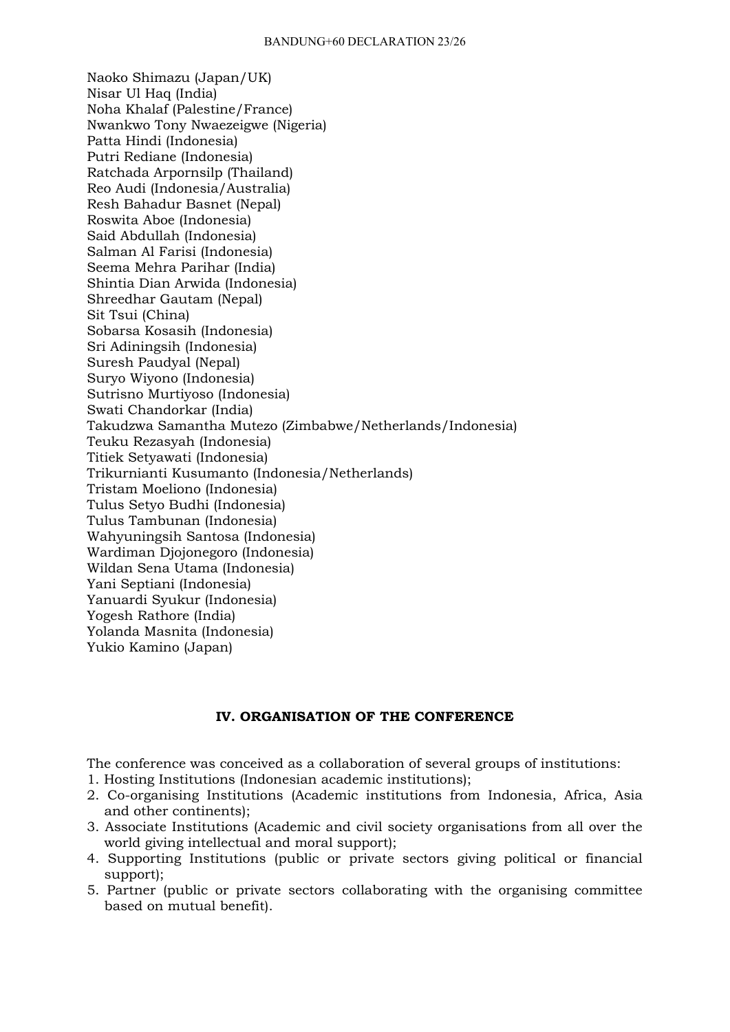Naoko Shimazu (Japan/UK)
Nisar Ul Haq (India)
Noha Khalaf (Palestine/France)
Nwankwo Tony Nwaezeigwe (Nigeria)
Patta Hindi (Indonesia)
Putri Rediane (Indonesia)
Ratchada Arpornsilp (Thailand)
Reo Audi (Indonesia/Australia)
Resh Bahadur Basnet (Nepal)
Roswita Aboe (Indonesia)
Said Abdullah (Indonesia)
Salman Al Farisi (Indonesia)
Seema Mehra Parihar (India)
Shintia Dian Arwida (Indonesia)
Shreedhar Gautam (Nepal)
Sit Tsui (China)
Sobarsa Kosasih (Indonesia)
Sri Adiningsih (Indonesia)
Suresh Paudyal (Nepal)
Suryo Wiyono (Indonesia)
Sutrisno Murtiyoso (Indonesia)
Swati Chandorkar (India)
Takudzwa Samantha Mutezo (Zimbabwe/Netherlands/Indonesia)
Teuku Rezasyah (Indonesia)
Titiek Setyawati (Indonesia)
Trikurnianti Kusumanto (Indonesia/Netherlands)
Tristam Moeliono (Indonesia)
Tulus Setyo Budhi (Indonesia)
Tulus Tambunan (Indonesia)
Wahyuningsih Santosa (Indonesia)
Wardiman Djojonegoro (Indonesia)
Wildan Sena Utama (Indonesia)
Yani Septiani (Indonesia)
Yanuardi Syukur (Indonesia)
Yogesh Rathore (India)
Yolanda Masnita (Indonesia)
Yukio Kamino (Japan)

## IV. ORGANISATION OF THE CONFERENCE

The conference was conceived as a collaboration of several groups of institutions:

1. Hosting Institutions (Indonesian academic institutions);
2. Co-organising Institutions (Academic institutions from Indonesia, Africa, Asia and other continents);
3. Associate Institutions (Academic and civil society organisations from all over the world giving intellectual and moral support);
4. Supporting Institutions (public or private sectors giving political or financial support);
5. Partner (public or private sectors collaborating with the organising committee based on mutual benefit).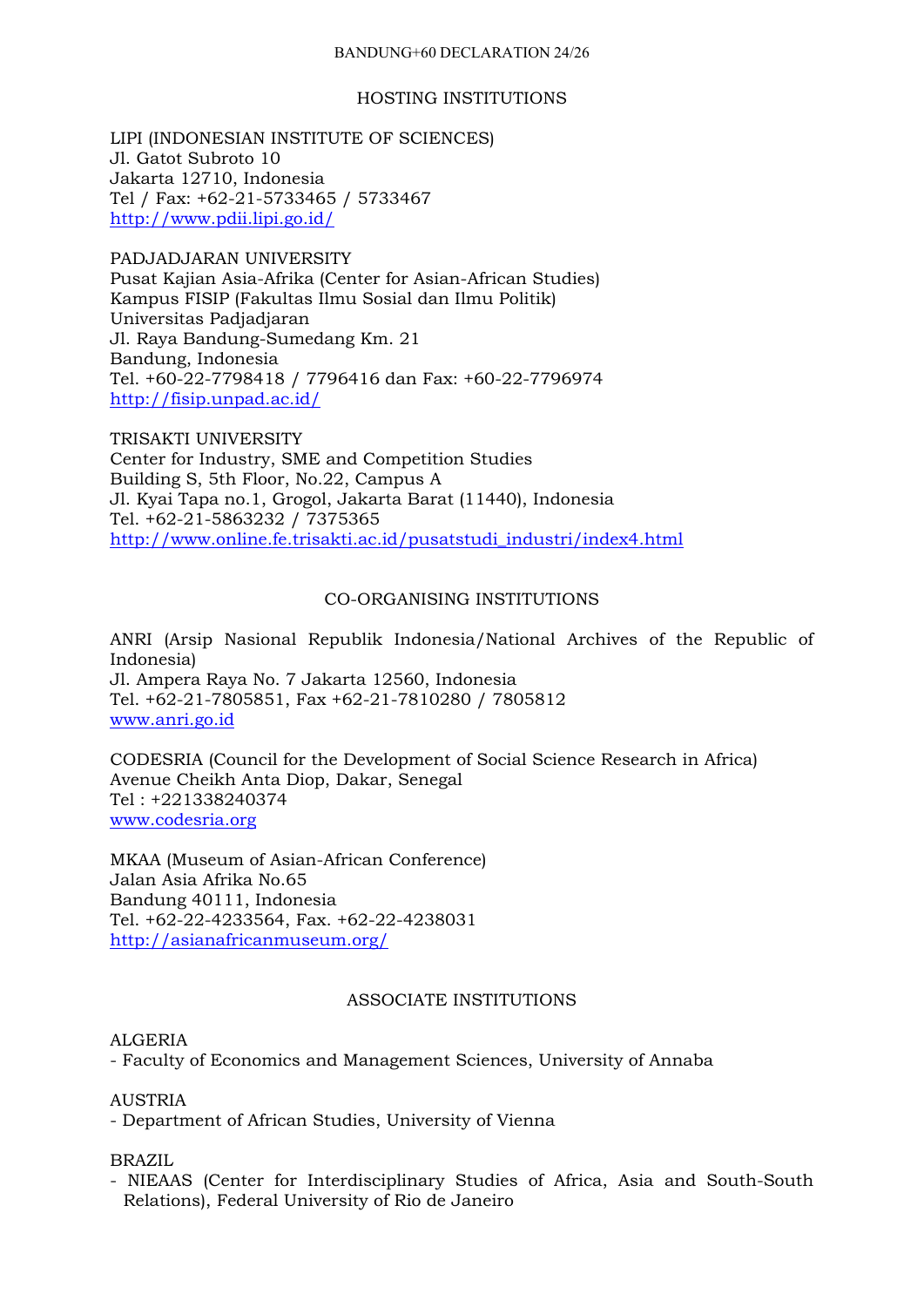## HOSTING INSTITUTIONS

LIPI (INDONESIAN INSTITUTE OF SCIENCES)
Jl. Gatot Subroto 10
Jakarta 12710, Indonesia
Tel / Fax: +62-21-5733465 / 5733467
http://www.pdii.lipi.go.id/

PADJADJARAN UNIVERSITY
Pusat Kajian Asia-Afrika (Center for Asian-African Studies)
Kampus FISIP (Fakultas Ilmu Sosial dan Ilmu Politik)
Universitas Padjadjaran
Jl. Raya Bandung-Sumedang Km. 21
Bandung, Indonesia
Tel. +60-22-7798418 / 7796416 dan Fax: +60-22-7796974
http://fisip.unpad.ac.id/

TRISAKTI UNIVERSITY
Center for Industry, SME and Competition Studies
Building S, 5th Floor, No.22, Campus A
Jl. Kyai Tapa no.1, Grogol, Jakarta Barat (11440), Indonesia
Tel. +62-21-5863232 / 7375365
http://www.online.fe.trisakti.ac.id/pusatstudi_industri/index4.html

## CO-ORGANISING INSTITUTIONS

ANRI (Arsip Nasional Republik Indonesia/National Archives of the Republic of Indonesia)
Jl. Ampera Raya No. 7 Jakarta 12560, Indonesia
Tel. +62-21-7805851, Fax +62-21-7810280 / 7805812
www.anri.go.id

CODESRIA (Council for the Development of Social Science Research in Africa)
Avenue Cheikh Anta Diop, Dakar, Senegal
Tel : +221338240374
www.codesria.org

MKAA (Museum of Asian-African Conference)
Jalan Asia Afrika No.65
Bandung 40111, Indonesia
Tel. +62-22-4233564, Fax. +62-22-4238031
http://asianafricanmuseum.org/

## ASSOCIATE INSTITUTIONS

ALGERIA
- Faculty of Economics and Management Sciences, University of Annaba

AUSTRIA
- Department of African Studies, University of Vienna

BRAZIL
- NIEAAS (Center for Interdisciplinary Studies of Africa, Asia and South-South Relations), Federal University of Rio de Janeiro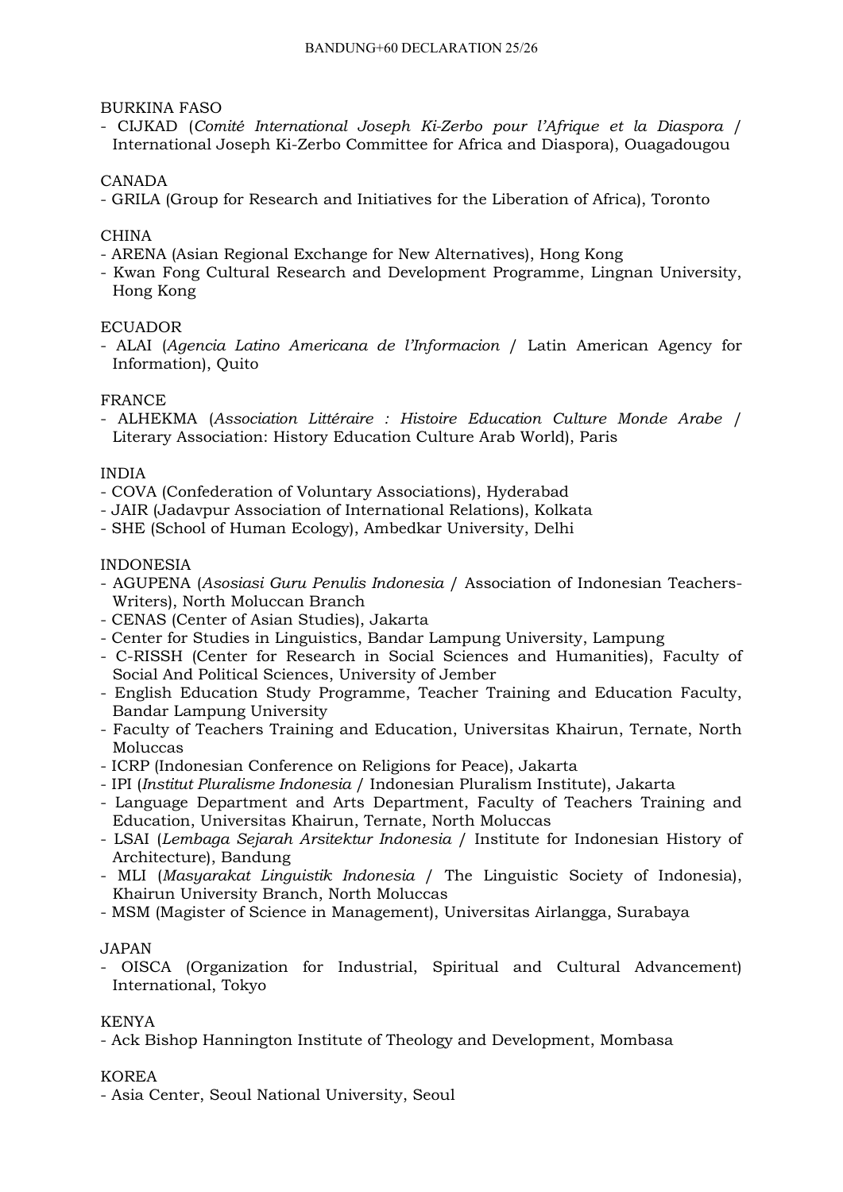BURKINA FASO

- CIJKAD (*Comité International Joseph Ki-Zerbo pour l'Afrique et la Diaspora* / International Joseph Ki-Zerbo Committee for Africa and Diaspora), Ouagadougou

CANADA

- GRILA (Group for Research and Initiatives for the Liberation of Africa), Toronto

CHINA

- ARENA (Asian Regional Exchange for New Alternatives), Hong Kong
- Kwan Fong Cultural Research and Development Programme, Lingnan University, Hong Kong

ECUADOR

- ALAI (*Agencia Latino Americana de l'Informacion* / Latin American Agency for Information), Quito

FRANCE

- ALHEKMA (*Association Littéraire : Histoire Education Culture Monde Arabe* / Literary Association: History Education Culture Arab World), Paris

INDIA

- COVA (Confederation of Voluntary Associations), Hyderabad
- JAIR (Jadavpur Association of International Relations), Kolkata
- SHE (School of Human Ecology), Ambedkar University, Delhi

INDONESIA

- AGUPENA (*Asosiasi Guru Penulis Indonesia* / Association of Indonesian Teachers-Writers), North Moluccan Branch
- CENAS (Center of Asian Studies), Jakarta
- Center for Studies in Linguistics, Bandar Lampung University, Lampung
- C-RISSH (Center for Research in Social Sciences and Humanities), Faculty of Social And Political Sciences, University of Jember
- English Education Study Programme, Teacher Training and Education Faculty, Bandar Lampung University
- Faculty of Teachers Training and Education, Universitas Khairun, Ternate, North Moluccas
- ICRP (Indonesian Conference on Religions for Peace), Jakarta
- IPI (*Institut Pluralisme Indonesia* / Indonesian Pluralism Institute), Jakarta
- Language Department and Arts Department, Faculty of Teachers Training and Education, Universitas Khairun, Ternate, North Moluccas
- LSAI (*Lembaga Sejarah Arsitektur Indonesia* / Institute for Indonesian History of Architecture), Bandung
- MLI (*Masyarakat Linguistik Indonesia* / The Linguistic Society of Indonesia), Khairun University Branch, North Moluccas
- MSM (Magister of Science in Management), Universitas Airlangga, Surabaya

JAPAN

- OISCA (Organization for Industrial, Spiritual and Cultural Advancement) International, Tokyo

KENYA

- Ack Bishop Hannington Institute of Theology and Development, Mombasa

KOREA

- Asia Center, Seoul National University, Seoul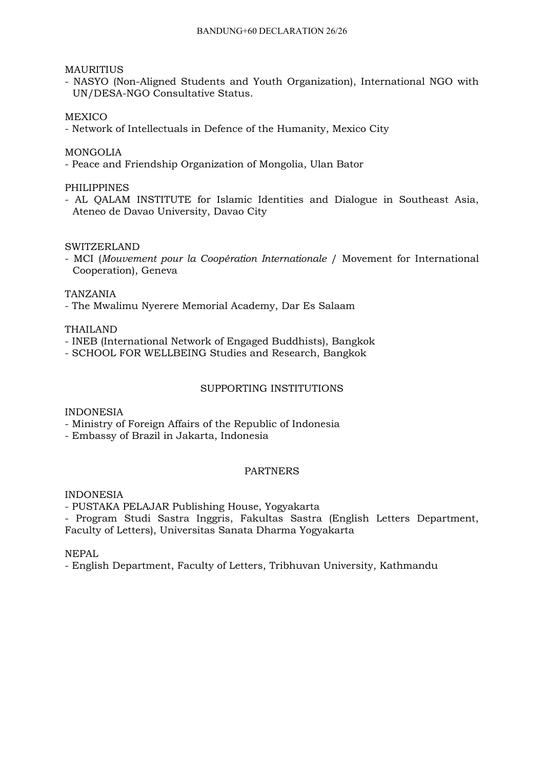MAURITIUS

- NASYO (Non-Aligned Students and Youth Organization), International NGO with UN/DESA-NGO Consultative Status.

MEXICO

- Network of Intellectuals in Defence of the Humanity, Mexico City

MONGOLIA

- Peace and Friendship Organization of Mongolia, Ulan Bator

PHILIPPINES

- AL QALAM INSTITUTE for Islamic Identities and Dialogue in Southeast Asia, Ateneo de Davao University, Davao City

SWITZERLAND

- MCI (*Mouvement pour la Coopération Internationale* / Movement for International Cooperation), Geneva

TANZANIA

- The Mwalimu Nyerere Memorial Academy, Dar Es Salaam

THAILAND

- INEB (International Network of Engaged Buddhists), Bangkok
- SCHOOL FOR WELLBEING Studies and Research, Bangkok

## SUPPORTING INSTITUTIONS

INDONESIA

- Ministry of Foreign Affairs of the Republic of Indonesia
- Embassy of Brazil in Jakarta, Indonesia

## PARTNERS

INDONESIA

- PUSTAKA PELAJAR Publishing House, Yogyakarta
- Program Studi Sastra Inggris, Fakultas Sastra (English Letters Department, Faculty of Letters), Universitas Sanata Dharma Yogyakarta

NEPAL

- English Department, Faculty of Letters, Tribhuvan University, Kathmandu